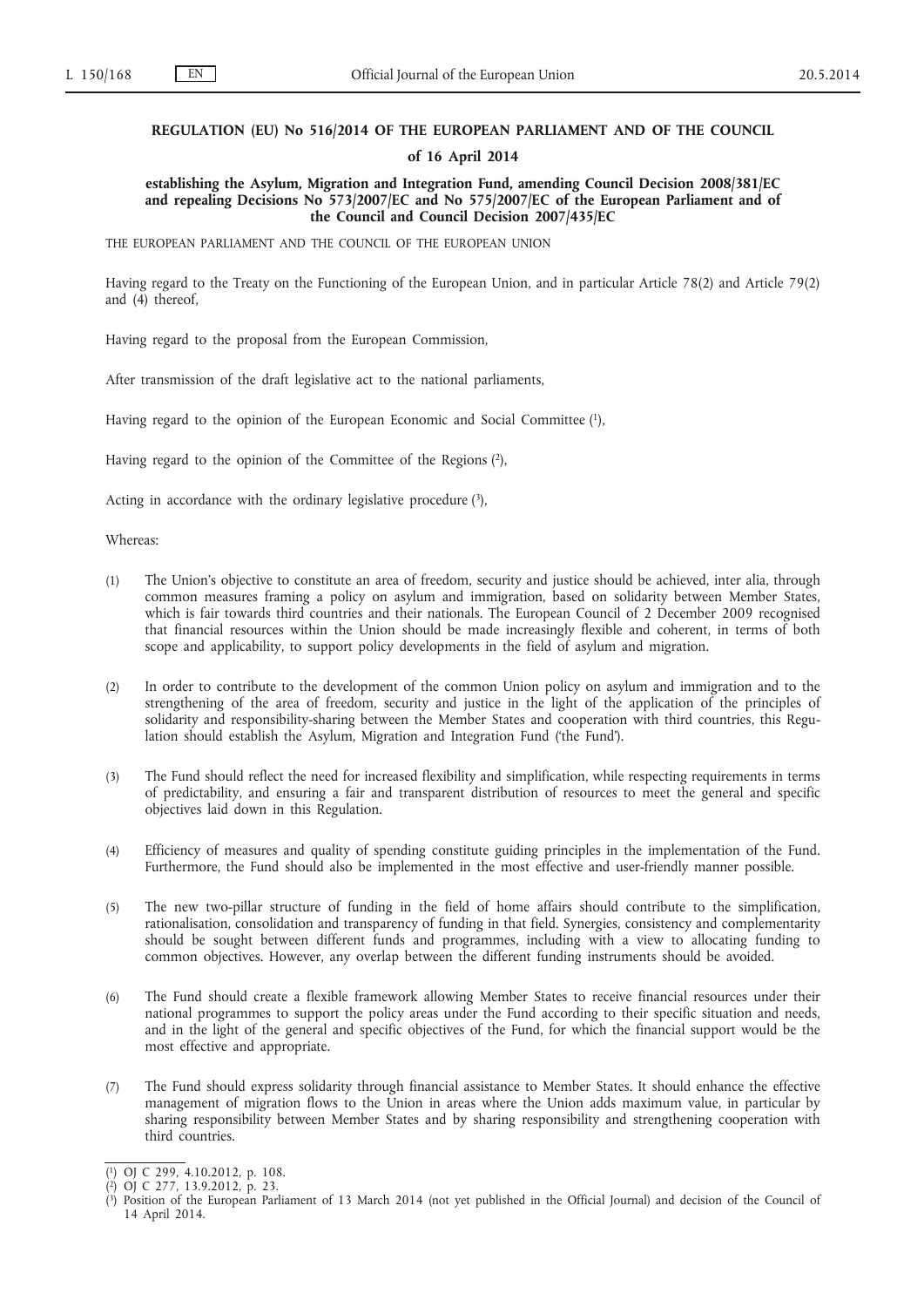**REGULATION (EU) No 516/2014 OF THE EUROPEAN PARLIAMENT AND OF THE COUNCIL**

**of 16 April 2014**

**establishing the Asylum, Migration and Integration Fund, amending Council Decision 2008/381/EC and repealing Decisions No 573/2007/EC and No 575/2007/EC of the European Parliament and of the Council and Council Decision 2007/435/EC**

THE EUROPEAN PARLIAMENT AND THE COUNCIL OF THE EUROPEAN UNION

Having regard to the Treaty on the Functioning of the European Union, and in particular Article 78(2) and Article 79(2) and (4) thereof,

Having regard to the proposal from the European Commission,

After transmission of the draft legislative act to the national parliaments,

Having regard to the opinion of the European Economic and Social Committee [1],

Having regard to the opinion of the Committee of the Regions [2],

Acting in accordance with the ordinary legislative procedure [3],

Whereas:

(1) The Union's objective to constitute an area of freedom, security and justice should be achieved, inter alia, through common measures framing a policy on asylum and immigration, based on solidarity between Member States, which is fair towards third countries and their nationals. The European Council of 2 December 2009 recognised that financial resources within the Union should be made increasingly flexible and coherent, in terms of both scope and applicability, to support policy developments in the field of asylum and migration.

(2) In order to contribute to the development of the common Union policy on asylum and immigration and to the strengthening of the area of freedom, security and justice in the light of the application of the principles of solidarity and responsibility-sharing between the Member States and cooperation with third countries, this Regulation should establish the Asylum, Migration and Integration Fund ('the Fund').

(3) The Fund should reflect the need for increased flexibility and simplification, while respecting requirements in terms of predictability, and ensuring a fair and transparent distribution of resources to meet the general and specific objectives laid down in this Regulation.

(4) Efficiency of measures and quality of spending constitute guiding principles in the implementation of the Fund. Furthermore, the Fund should also be implemented in the most effective and user-friendly manner possible.

(5) The new two-pillar structure of funding in the field of home affairs should contribute to the simplification, rationalisation, consolidation and transparency of funding in that field. Synergies, consistency and complementarity should be sought between different funds and programmes, including with a view to allocating funding to common objectives. However, any overlap between the different funding instruments should be avoided.

(6) The Fund should create a flexible framework allowing Member States to receive financial resources under their national programmes to support the policy areas under the Fund according to their specific situation and needs, and in the light of the general and specific objectives of the Fund, for which the financial support would be the most effective and appropriate.

(7) The Fund should express solidarity through financial assistance to Member States. It should enhance the effective management of migration flows to the Union in areas where the Union adds maximum value, in particular by sharing responsibility between Member States and by sharing responsibility and strengthening cooperation with third countries.

---

[1] OJ C 299, 4.10.2012, p. 108.

[2] OJ C 277, 13.9.2012, p. 23.

[3] Position of the European Parliament of 13 March 2014 (not yet published in the Official Journal) and decision of the Council of 14 April 2014.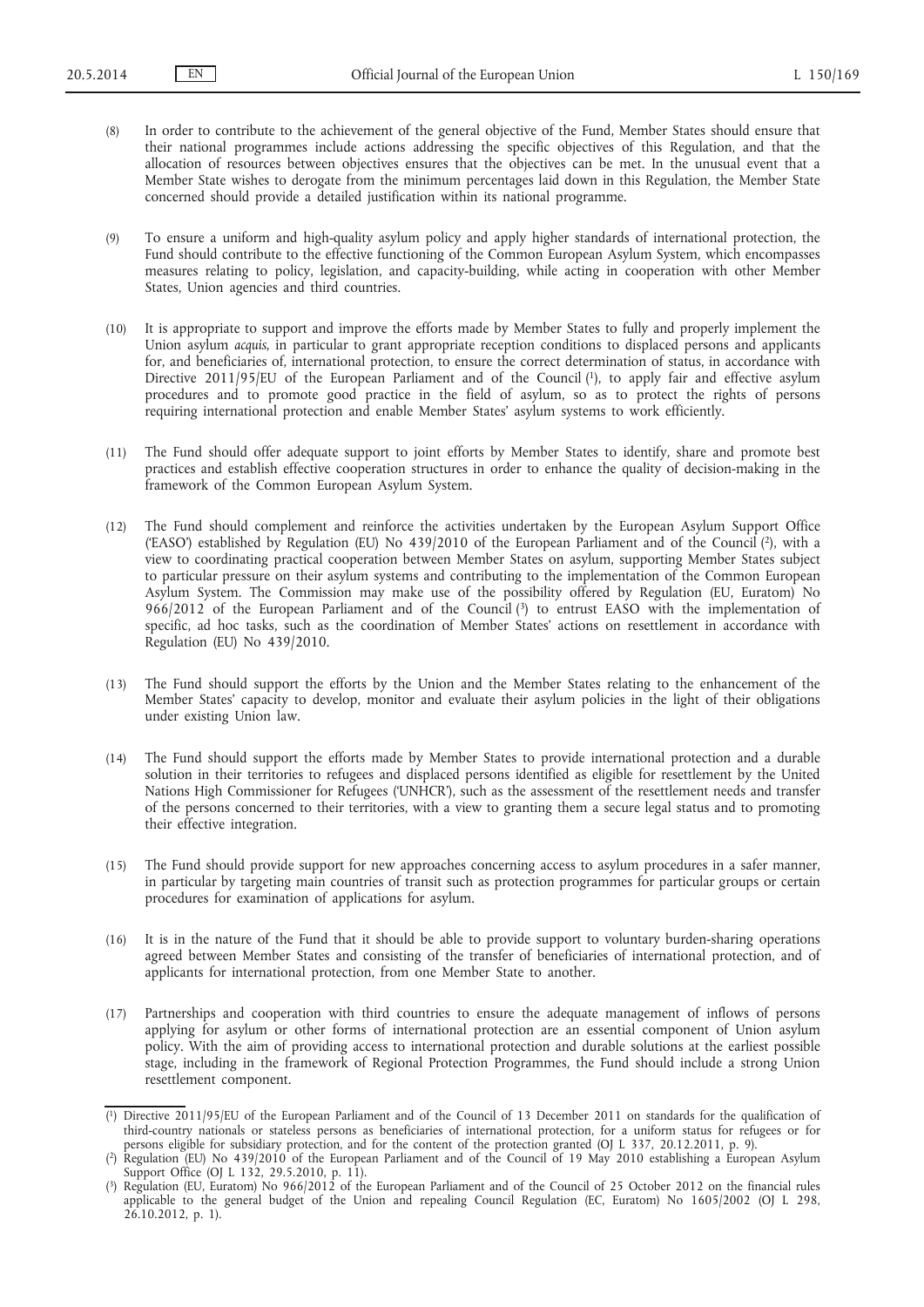(8) In order to contribute to the achievement of the general objective of the Fund, Member States should ensure that their national programmes include actions addressing the specific objectives of this Regulation, and that the allocation of resources between objectives ensures that the objectives can be met. In the unusual event that a Member State wishes to derogate from the minimum percentages laid down in this Regulation, the Member State concerned should provide a detailed justification within its national programme.

(9) To ensure a uniform and high-quality asylum policy and apply higher standards of international protection, the Fund should contribute to the effective functioning of the Common European Asylum System, which encompasses measures relating to policy, legislation, and capacity-building, while acting in cooperation with other Member States, Union agencies and third countries.

(10) It is appropriate to support and improve the efforts made by Member States to fully and properly implement the Union asylum *acquis*, in particular to grant appropriate reception conditions to displaced persons and applicants for, and beneficiaries of, international protection, to ensure the correct determination of status, in accordance with Directive 2011/95/EU of the European Parliament and of the Council [1], to apply fair and effective asylum procedures and to promote good practice in the field of asylum, so as to protect the rights of persons requiring international protection and enable Member States' asylum systems to work efficiently.

(11) The Fund should offer adequate support to joint efforts by Member States to identify, share and promote best practices and establish effective cooperation structures in order to enhance the quality of decision-making in the framework of the Common European Asylum System.

(12) The Fund should complement and reinforce the activities undertaken by the European Asylum Support Office ('EASO') established by Regulation (EU) No 439/2010 of the European Parliament and of the Council [2], with a view to coordinating practical cooperation between Member States on asylum, supporting Member States subject to particular pressure on their asylum systems and contributing to the implementation of the Common European Asylum System. The Commission may make use of the possibility offered by Regulation (EU, Euratom) No 966/2012 of the European Parliament and of the Council [3] to entrust EASO with the implementation of specific, ad hoc tasks, such as the coordination of Member States' actions on resettlement in accordance with Regulation (EU) No 439/2010.

(13) The Fund should support the efforts by the Union and the Member States relating to the enhancement of the Member States' capacity to develop, monitor and evaluate their asylum policies in the light of their obligations under existing Union law.

(14) The Fund should support the efforts made by Member States to provide international protection and a durable solution in their territories to refugees and displaced persons identified as eligible for resettlement by the United Nations High Commissioner for Refugees ('UNHCR'), such as the assessment of the resettlement needs and transfer of the persons concerned to their territories, with a view to granting them a secure legal status and to promoting their effective integration.

(15) The Fund should provide support for new approaches concerning access to asylum procedures in a safer manner, in particular by targeting main countries of transit such as protection programmes for particular groups or certain procedures for examination of applications for asylum.

(16) It is in the nature of the Fund that it should be able to provide support to voluntary burden-sharing operations agreed between Member States and consisting of the transfer of beneficiaries of international protection, and of applicants for international protection, from one Member State to another.

(17) Partnerships and cooperation with third countries to ensure the adequate management of inflows of persons applying for asylum or other forms of international protection are an essential component of Union asylum policy. With the aim of providing access to international protection and durable solutions at the earliest possible stage, including in the framework of Regional Protection Programmes, the Fund should include a strong Union resettlement component.

---

[1] Directive 2011/95/EU of the European Parliament and of the Council of 13 December 2011 on standards for the qualification of third-country nationals or stateless persons as beneficiaries of international protection, for a uniform status for refugees or for persons eligible for subsidiary protection, and for the content of the protection granted (OJ L 337, 20.12.2011, p. 9).

[2] Regulation (EU) No 439/2010 of the European Parliament and of the Council of 19 May 2010 establishing a European Asylum Support Office (OJ L 132, 29.5.2010, p. 11).

[3] Regulation (EU, Euratom) No 966/2012 of the European Parliament and of the Council of 25 October 2012 on the financial rules applicable to the general budget of the Union and repealing Council Regulation (EC, Euratom) No 1605/2002 (OJ L 298, 26.10.2012, p. 1).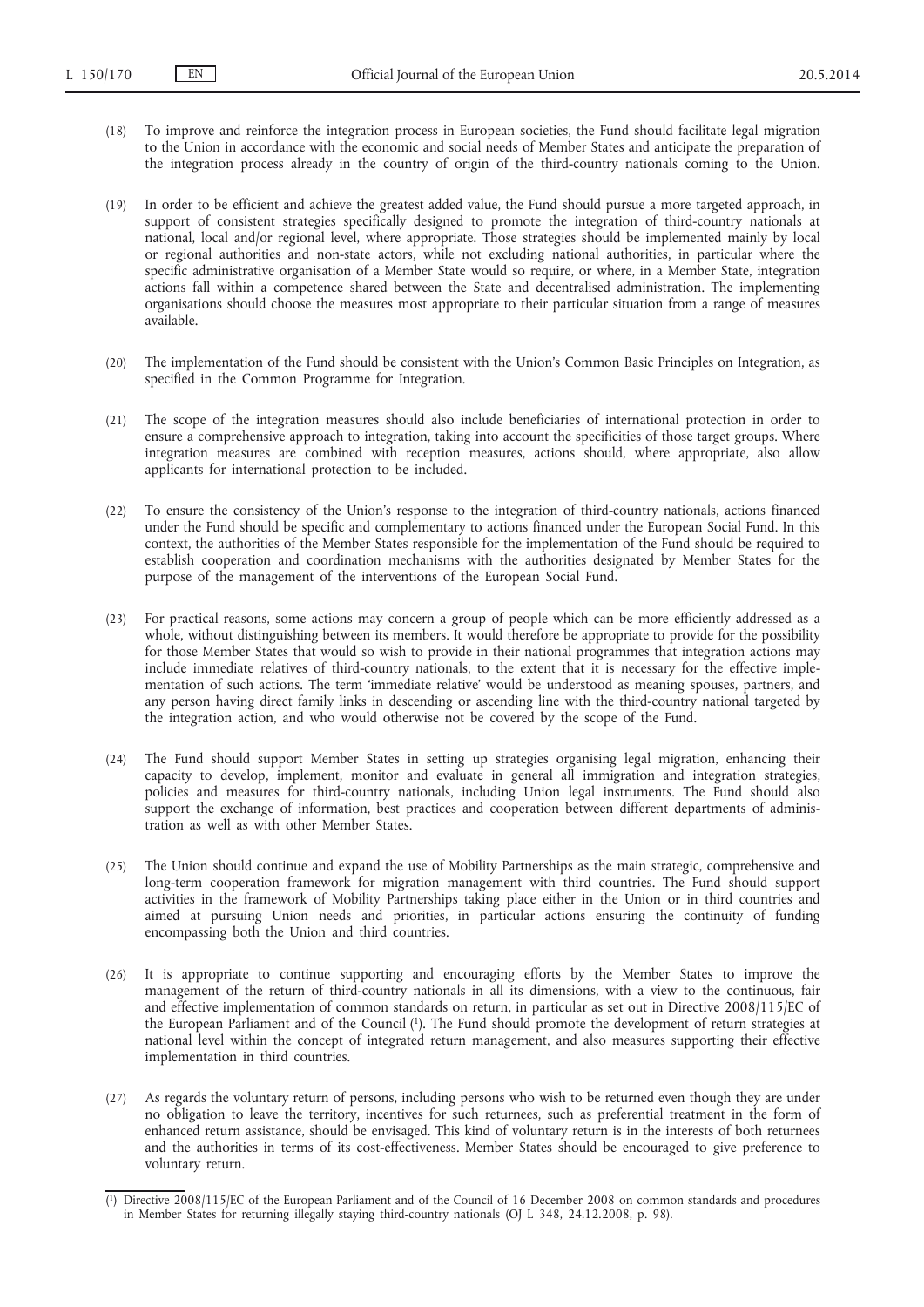(18) To improve and reinforce the integration process in European societies, the Fund should facilitate legal migration to the Union in accordance with the economic and social needs of Member States and anticipate the preparation of the integration process already in the country of origin of the third-country nationals coming to the Union.

(19) In order to be efficient and achieve the greatest added value, the Fund should pursue a more targeted approach, in support of consistent strategies specifically designed to promote the integration of third-country nationals at national, local and/or regional level, where appropriate. Those strategies should be implemented mainly by local or regional authorities and non-state actors, while not excluding national authorities, in particular where the specific administrative organisation of a Member State would so require, or where, in a Member State, integration actions fall within a competence shared between the State and decentralised administration. The implementing organisations should choose the measures most appropriate to their particular situation from a range of measures available.

(20) The implementation of the Fund should be consistent with the Union's Common Basic Principles on Integration, as specified in the Common Programme for Integration.

(21) The scope of the integration measures should also include beneficiaries of international protection in order to ensure a comprehensive approach to integration, taking into account the specificities of those target groups. Where integration measures are combined with reception measures, actions should, where appropriate, also allow applicants for international protection to be included.

(22) To ensure the consistency of the Union's response to the integration of third-country nationals, actions financed under the Fund should be specific and complementary to actions financed under the European Social Fund. In this context, the authorities of the Member States responsible for the implementation of the Fund should be required to establish cooperation and coordination mechanisms with the authorities designated by Member States for the purpose of the management of the interventions of the European Social Fund.

(23) For practical reasons, some actions may concern a group of people which can be more efficiently addressed as a whole, without distinguishing between its members. It would therefore be appropriate to provide for the possibility for those Member States that would so wish to provide in their national programmes that integration actions may include immediate relatives of third-country nationals, to the extent that it is necessary for the effective implementation of such actions. The term 'immediate relative' would be understood as meaning spouses, partners, and any person having direct family links in descending or ascending line with the third-country national targeted by the integration action, and who would otherwise not be covered by the scope of the Fund.

(24) The Fund should support Member States in setting up strategies organising legal migration, enhancing their capacity to develop, implement, monitor and evaluate in general all immigration and integration strategies, policies and measures for third-country nationals, including Union legal instruments. The Fund should also support the exchange of information, best practices and cooperation between different departments of administration as well as with other Member States.

(25) The Union should continue and expand the use of Mobility Partnerships as the main strategic, comprehensive and long-term cooperation framework for migration management with third countries. The Fund should support activities in the framework of Mobility Partnerships taking place either in the Union or in third countries and aimed at pursuing Union needs and priorities, in particular actions ensuring the continuity of funding encompassing both the Union and third countries.

(26) It is appropriate to continue supporting and encouraging efforts by the Member States to improve the management of the return of third-country nationals in all its dimensions, with a view to the continuous, fair and effective implementation of common standards on return, in particular as set out in Directive 2008/115/EC of the European Parliament and of the Council [1]. The Fund should promote the development of return strategies at national level within the concept of integrated return management, and also measures supporting their effective implementation in third countries.

(27) As regards the voluntary return of persons, including persons who wish to be returned even though they are under no obligation to leave the territory, incentives for such returnees, such as preferential treatment in the form of enhanced return assistance, should be envisaged. This kind of voluntary return is in the interests of both returnees and the authorities in terms of its cost-effectiveness. Member States should be encouraged to give preference to voluntary return.

---

[1] Directive 2008/115/EC of the European Parliament and of the Council of 16 December 2008 on common standards and procedures in Member States for returning illegally staying third-country nationals (OJ L 348, 24.12.2008, p. 98).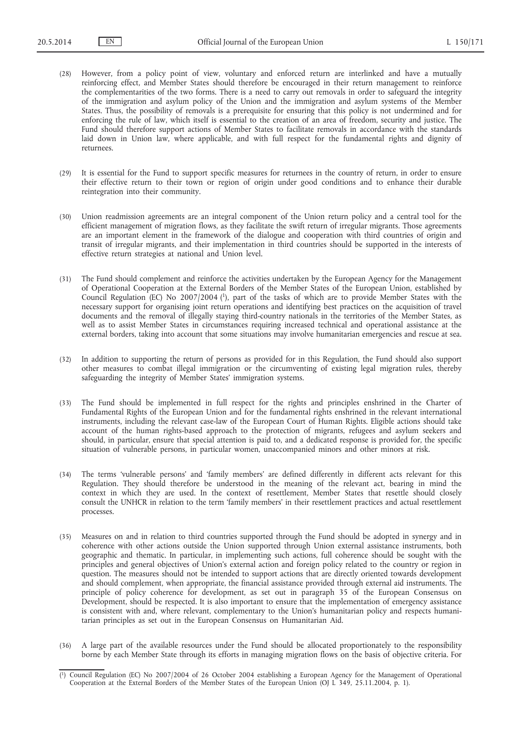(28) However, from a policy point of view, voluntary and enforced return are interlinked and have a mutually reinforcing effect, and Member States should therefore be encouraged in their return management to reinforce the complementarities of the two forms. There is a need to carry out removals in order to safeguard the integrity of the immigration and asylum policy of the Union and the immigration and asylum systems of the Member States. Thus, the possibility of removals is a prerequisite for ensuring that this policy is not undermined and for enforcing the rule of law, which itself is essential to the creation of an area of freedom, security and justice. The Fund should therefore support actions of Member States to facilitate removals in accordance with the standards laid down in Union law, where applicable, and with full respect for the fundamental rights and dignity of returnees.

(29) It is essential for the Fund to support specific measures for returnees in the country of return, in order to ensure their effective return to their town or region of origin under good conditions and to enhance their durable reintegration into their community.

(30) Union readmission agreements are an integral component of the Union return policy and a central tool for the efficient management of migration flows, as they facilitate the swift return of irregular migrants. Those agreements are an important element in the framework of the dialogue and cooperation with third countries of origin and transit of irregular migrants, and their implementation in third countries should be supported in the interests of effective return strategies at national and Union level.

(31) The Fund should complement and reinforce the activities undertaken by the European Agency for the Management of Operational Cooperation at the External Borders of the Member States of the European Union, established by Council Regulation (EC) No 2007/2004 [1], part of the tasks of which are to provide Member States with the necessary support for organising joint return operations and identifying best practices on the acquisition of travel documents and the removal of illegally staying third-country nationals in the territories of the Member States, as well as to assist Member States in circumstances requiring increased technical and operational assistance at the external borders, taking into account that some situations may involve humanitarian emergencies and rescue at sea.

(32) In addition to supporting the return of persons as provided for in this Regulation, the Fund should also support other measures to combat illegal immigration or the circumventing of existing legal migration rules, thereby safeguarding the integrity of Member States' immigration systems.

(33) The Fund should be implemented in full respect for the rights and principles enshrined in the Charter of Fundamental Rights of the European Union and for the fundamental rights enshrined in the relevant international instruments, including the relevant case-law of the European Court of Human Rights. Eligible actions should take account of the human rights-based approach to the protection of migrants, refugees and asylum seekers and should, in particular, ensure that special attention is paid to, and a dedicated response is provided for, the specific situation of vulnerable persons, in particular women, unaccompanied minors and other minors at risk.

(34) The terms 'vulnerable persons' and 'family members' are defined differently in different acts relevant for this Regulation. They should therefore be understood in the meaning of the relevant act, bearing in mind the context in which they are used. In the context of resettlement, Member States that resettle should closely consult the UNHCR in relation to the term 'family members' in their resettlement practices and actual resettlement processes.

(35) Measures on and in relation to third countries supported through the Fund should be adopted in synergy and in coherence with other actions outside the Union supported through Union external assistance instruments, both geographic and thematic. In particular, in implementing such actions, full coherence should be sought with the principles and general objectives of Union's external action and foreign policy related to the country or region in question. The measures should not be intended to support actions that are directly oriented towards development and should complement, when appropriate, the financial assistance provided through external aid instruments. The principle of policy coherence for development, as set out in paragraph 35 of the European Consensus on Development, should be respected. It is also important to ensure that the implementation of emergency assistance is consistent with and, where relevant, complementary to the Union's humanitarian policy and respects humanitarian principles as set out in the European Consensus on Humanitarian Aid.

(36) A large part of the available resources under the Fund should be allocated proportionately to the responsibility borne by each Member State through its efforts in managing migration flows on the basis of objective criteria. For

---

[1] Council Regulation (EC) No 2007/2004 of 26 October 2004 establishing a European Agency for the Management of Operational Cooperation at the External Borders of the Member States of the European Union (OJ L 349, 25.11.2004, p. 1).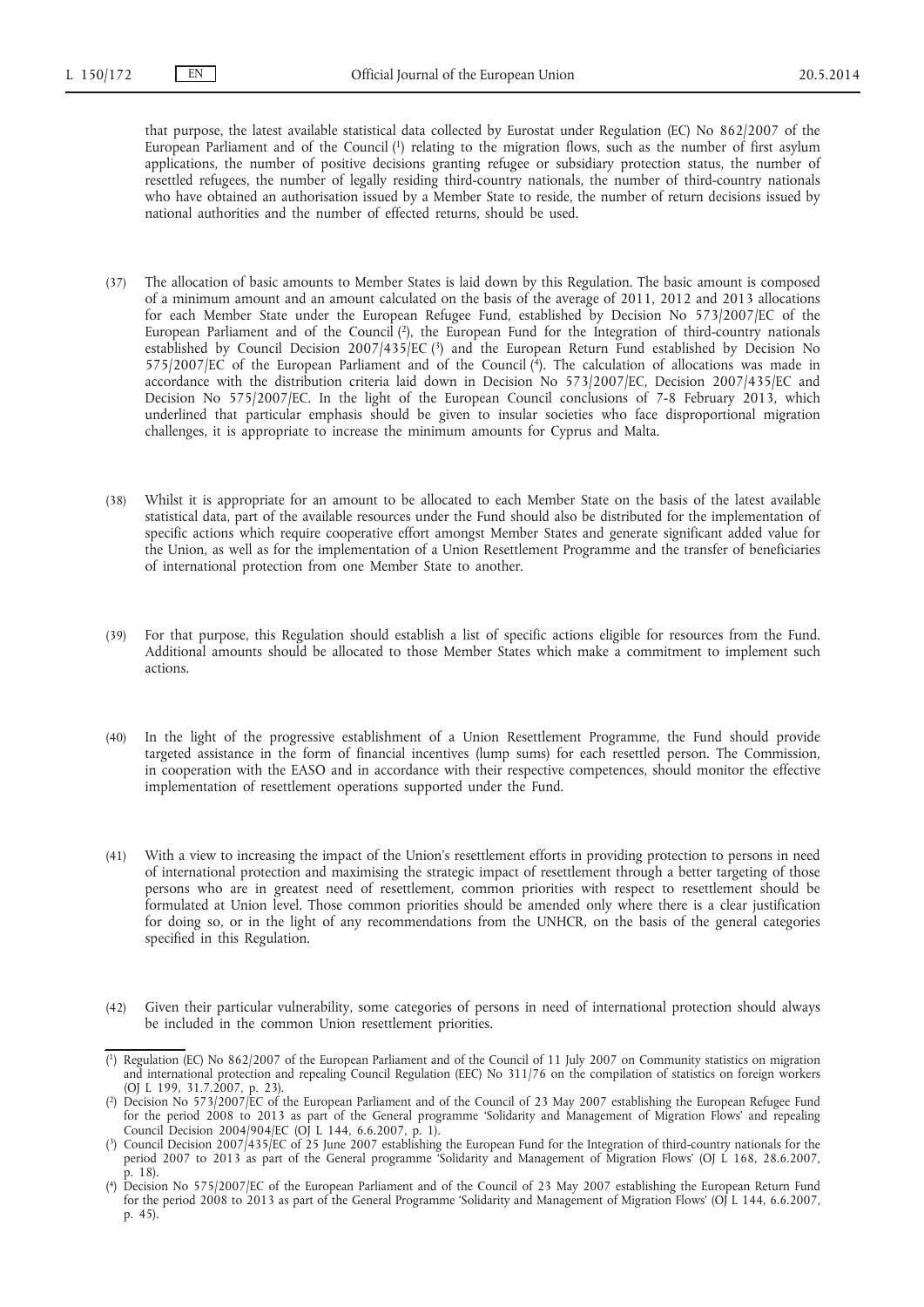that purpose, the latest available statistical data collected by Eurostat under Regulation (EC) No 862/2007 of the European Parliament and of the Council [1] relating to the migration flows, such as the number of first asylum applications, the number of positive decisions granting refugee or subsidiary protection status, the number of resettled refugees, the number of legally residing third-country nationals, the number of third-country nationals who have obtained an authorisation issued by a Member State to reside, the number of return decisions issued by national authorities and the number of effected returns, should be used.

(37) The allocation of basic amounts to Member States is laid down by this Regulation. The basic amount is composed of a minimum amount and an amount calculated on the basis of the average of 2011, 2012 and 2013 allocations for each Member State under the European Refugee Fund, established by Decision No 573/2007/EC of the European Parliament and of the Council [2], the European Fund for the Integration of third-country nationals established by Council Decision 2007/435/EC [3] and the European Return Fund established by Decision No 575/2007/EC of the European Parliament and of the Council [4]. The calculation of allocations was made in accordance with the distribution criteria laid down in Decision No 573/2007/EC, Decision 2007/435/EC and Decision No 575/2007/EC. In the light of the European Council conclusions of 7-8 February 2013, which underlined that particular emphasis should be given to insular societies who face disproportional migration challenges, it is appropriate to increase the minimum amounts for Cyprus and Malta.

(38) Whilst it is appropriate for an amount to be allocated to each Member State on the basis of the latest available statistical data, part of the available resources under the Fund should also be distributed for the implementation of specific actions which require cooperative effort amongst Member States and generate significant added value for the Union, as well as for the implementation of a Union Resettlement Programme and the transfer of beneficiaries of international protection from one Member State to another.

(39) For that purpose, this Regulation should establish a list of specific actions eligible for resources from the Fund. Additional amounts should be allocated to those Member States which make a commitment to implement such actions.

(40) In the light of the progressive establishment of a Union Resettlement Programme, the Fund should provide targeted assistance in the form of financial incentives (lump sums) for each resettled person. The Commission, in cooperation with the EASO and in accordance with their respective competences, should monitor the effective implementation of resettlement operations supported under the Fund.

(41) With a view to increasing the impact of the Union's resettlement efforts in providing protection to persons in need of international protection and maximising the strategic impact of resettlement through a better targeting of those persons who are in greatest need of resettlement, common priorities with respect to resettlement should be formulated at Union level. Those common priorities should be amended only where there is a clear justification for doing so, or in the light of any recommendations from the UNHCR, on the basis of the general categories specified in this Regulation.

(42) Given their particular vulnerability, some categories of persons in need of international protection should always be included in the common Union resettlement priorities.

---

[1] Regulation (EC) No 862/2007 of the European Parliament and of the Council of 11 July 2007 on Community statistics on migration and international protection and repealing Council Regulation (EEC) No 311/76 on the compilation of statistics on foreign workers (OJ L 199, 31.7.2007, p. 23).

[2] Decision No 573/2007/EC of the European Parliament and of the Council of 23 May 2007 establishing the European Refugee Fund for the period 2008 to 2013 as part of the General programme 'Solidarity and Management of Migration Flows' and repealing Council Decision 2004/904/EC (OJ L 144, 6.6.2007, p. 1).

[3] Council Decision 2007/435/EC of 25 June 2007 establishing the European Fund for the Integration of third-country nationals for the period 2007 to 2013 as part of the General programme 'Solidarity and Management of Migration Flows' (OJ L 168, 28.6.2007, p. 18).

[4] Decision No 575/2007/EC of the European Parliament and of the Council of 23 May 2007 establishing the European Return Fund for the period 2008 to 2013 as part of the General Programme 'Solidarity and Management of Migration Flows' (OJ L 144, 6.6.2007, p. 45).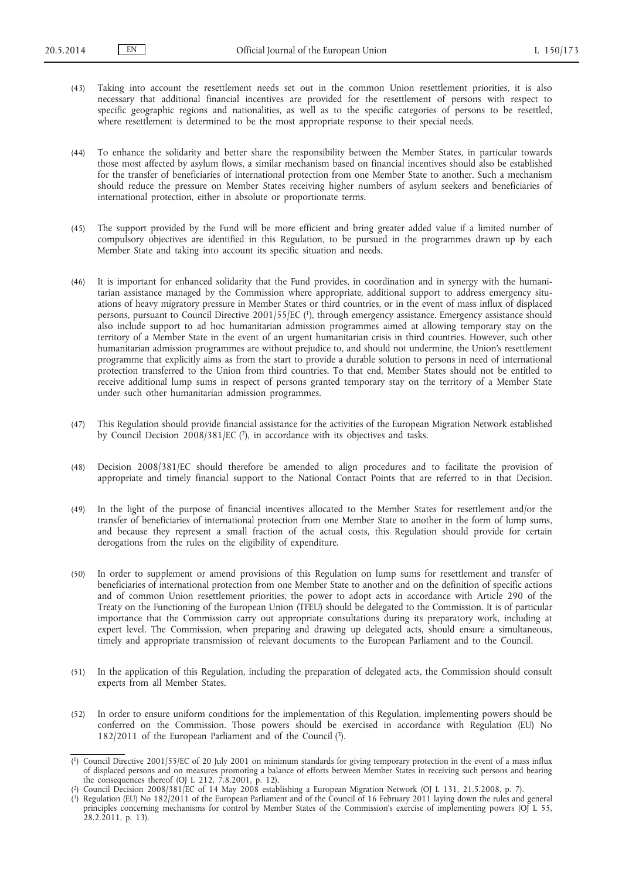(43) Taking into account the resettlement needs set out in the common Union resettlement priorities, it is also necessary that additional financial incentives are provided for the resettlement of persons with respect to specific geographic regions and nationalities, as well as to the specific categories of persons to be resettled, where resettlement is determined to be the most appropriate response to their special needs.

(44) To enhance the solidarity and better share the responsibility between the Member States, in particular towards those most affected by asylum flows, a similar mechanism based on financial incentives should also be established for the transfer of beneficiaries of international protection from one Member State to another. Such a mechanism should reduce the pressure on Member States receiving higher numbers of asylum seekers and beneficiaries of international protection, either in absolute or proportionate terms.

(45) The support provided by the Fund will be more efficient and bring greater added value if a limited number of compulsory objectives are identified in this Regulation, to be pursued in the programmes drawn up by each Member State and taking into account its specific situation and needs.

(46) It is important for enhanced solidarity that the Fund provides, in coordination and in synergy with the humanitarian assistance managed by the Commission where appropriate, additional support to address emergency situations of heavy migratory pressure in Member States or third countries, or in the event of mass influx of displaced persons, pursuant to Council Directive 2001/55/EC [1], through emergency assistance. Emergency assistance should also include support to ad hoc humanitarian admission programmes aimed at allowing temporary stay on the territory of a Member State in the event of an urgent humanitarian crisis in third countries. However, such other humanitarian admission programmes are without prejudice to, and should not undermine, the Union's resettlement programme that explicitly aims as from the start to provide a durable solution to persons in need of international protection transferred to the Union from third countries. To that end, Member States should not be entitled to receive additional lump sums in respect of persons granted temporary stay on the territory of a Member State under such other humanitarian admission programmes.

(47) This Regulation should provide financial assistance for the activities of the European Migration Network established by Council Decision 2008/381/EC [2], in accordance with its objectives and tasks.

(48) Decision 2008/381/EC should therefore be amended to align procedures and to facilitate the provision of appropriate and timely financial support to the National Contact Points that are referred to in that Decision.

(49) In the light of the purpose of financial incentives allocated to the Member States for resettlement and/or the transfer of beneficiaries of international protection from one Member State to another in the form of lump sums, and because they represent a small fraction of the actual costs, this Regulation should provide for certain derogations from the rules on the eligibility of expenditure.

(50) In order to supplement or amend provisions of this Regulation on lump sums for resettlement and transfer of beneficiaries of international protection from one Member State to another and on the definition of specific actions and of common Union resettlement priorities, the power to adopt acts in accordance with Article 290 of the Treaty on the Functioning of the European Union (TFEU) should be delegated to the Commission. It is of particular importance that the Commission carry out appropriate consultations during its preparatory work, including at expert level. The Commission, when preparing and drawing up delegated acts, should ensure a simultaneous, timely and appropriate transmission of relevant documents to the European Parliament and to the Council.

(51) In the application of this Regulation, including the preparation of delegated acts, the Commission should consult experts from all Member States.

(52) In order to ensure uniform conditions for the implementation of this Regulation, implementing powers should be conferred on the Commission. Those powers should be exercised in accordance with Regulation (EU) No 182/2011 of the European Parliament and of the Council [3].

---

[1] Council Directive 2001/55/EC of 20 July 2001 on minimum standards for giving temporary protection in the event of a mass influx of displaced persons and on measures promoting a balance of efforts between Member States in receiving such persons and bearing the consequences thereof (OJ L 212, 7.8.2001, p. 12).

[2] Council Decision 2008/381/EC of 14 May 2008 establishing a European Migration Network (OJ L 131, 21.5.2008, p. 7).

[3] Regulation (EU) No 182/2011 of the European Parliament and of the Council of 16 February 2011 laying down the rules and general principles concerning mechanisms for control by Member States of the Commission's exercise of implementing powers (OJ L 55, 28.2.2011, p. 13).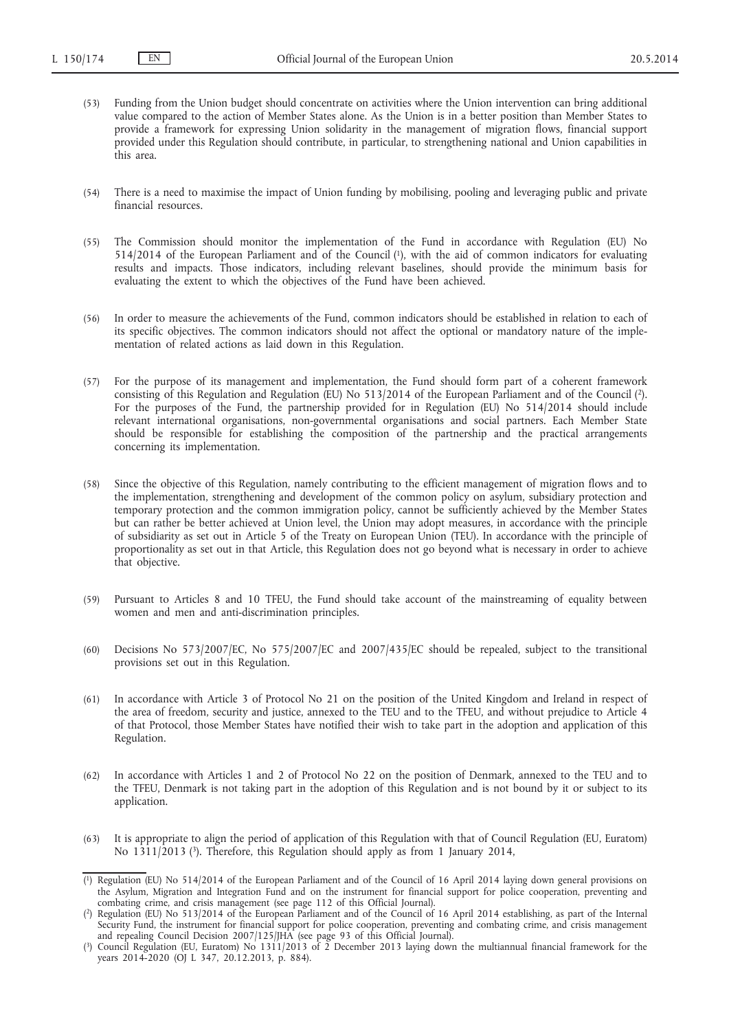(53) Funding from the Union budget should concentrate on activities where the Union intervention can bring additional value compared to the action of Member States alone. As the Union is in a better position than Member States to provide a framework for expressing Union solidarity in the management of migration flows, financial support provided under this Regulation should contribute, in particular, to strengthening national and Union capabilities in this area.

(54) There is a need to maximise the impact of Union funding by mobilising, pooling and leveraging public and private financial resources.

(55) The Commission should monitor the implementation of the Fund in accordance with Regulation (EU) No 514/2014 of the European Parliament and of the Council [1], with the aid of common indicators for evaluating results and impacts. Those indicators, including relevant baselines, should provide the minimum basis for evaluating the extent to which the objectives of the Fund have been achieved.

(56) In order to measure the achievements of the Fund, common indicators should be established in relation to each of its specific objectives. The common indicators should not affect the optional or mandatory nature of the implementation of related actions as laid down in this Regulation.

(57) For the purpose of its management and implementation, the Fund should form part of a coherent framework consisting of this Regulation and Regulation (EU) No 513/2014 of the European Parliament and of the Council [2]. For the purposes of the Fund, the partnership provided for in Regulation (EU) No 514/2014 should include relevant international organisations, non-governmental organisations and social partners. Each Member State should be responsible for establishing the composition of the partnership and the practical arrangements concerning its implementation.

(58) Since the objective of this Regulation, namely contributing to the efficient management of migration flows and to the implementation, strengthening and development of the common policy on asylum, subsidiary protection and temporary protection and the common immigration policy, cannot be sufficiently achieved by the Member States but can rather be better achieved at Union level, the Union may adopt measures, in accordance with the principle of subsidiarity as set out in Article 5 of the Treaty on European Union (TEU). In accordance with the principle of proportionality as set out in that Article, this Regulation does not go beyond what is necessary in order to achieve that objective.

(59) Pursuant to Articles 8 and 10 TFEU, the Fund should take account of the mainstreaming of equality between women and men and anti-discrimination principles.

(60) Decisions No 573/2007/EC, No 575/2007/EC and 2007/435/EC should be repealed, subject to the transitional provisions set out in this Regulation.

(61) In accordance with Article 3 of Protocol No 21 on the position of the United Kingdom and Ireland in respect of the area of freedom, security and justice, annexed to the TEU and to the TFEU, and without prejudice to Article 4 of that Protocol, those Member States have notified their wish to take part in the adoption and application of this Regulation.

(62) In accordance with Articles 1 and 2 of Protocol No 22 on the position of Denmark, annexed to the TEU and to the TFEU, Denmark is not taking part in the adoption of this Regulation and is not bound by it or subject to its application.

(63) It is appropriate to align the period of application of this Regulation with that of Council Regulation (EU, Euratom) No 1311/2013 [3]. Therefore, this Regulation should apply as from 1 January 2014,

---

[1] Regulation (EU) No 514/2014 of the European Parliament and of the Council of 16 April 2014 laying down general provisions on the Asylum, Migration and Integration Fund and on the instrument for financial support for police cooperation, preventing and combating crime, and crisis management (see page 112 of this Official Journal).

[2] Regulation (EU) No 513/2014 of the European Parliament and of the Council of 16 April 2014 establishing, as part of the Internal Security Fund, the instrument for financial support for police cooperation, preventing and combating crime, and crisis management and repealing Council Decision 2007/125/JHA (see page 93 of this Official Journal).

[3] Council Regulation (EU, Euratom) No 1311/2013 of 2 December 2013 laying down the multiannual financial framework for the years 2014-2020 (OJ L 347, 20.12.2013, p. 884).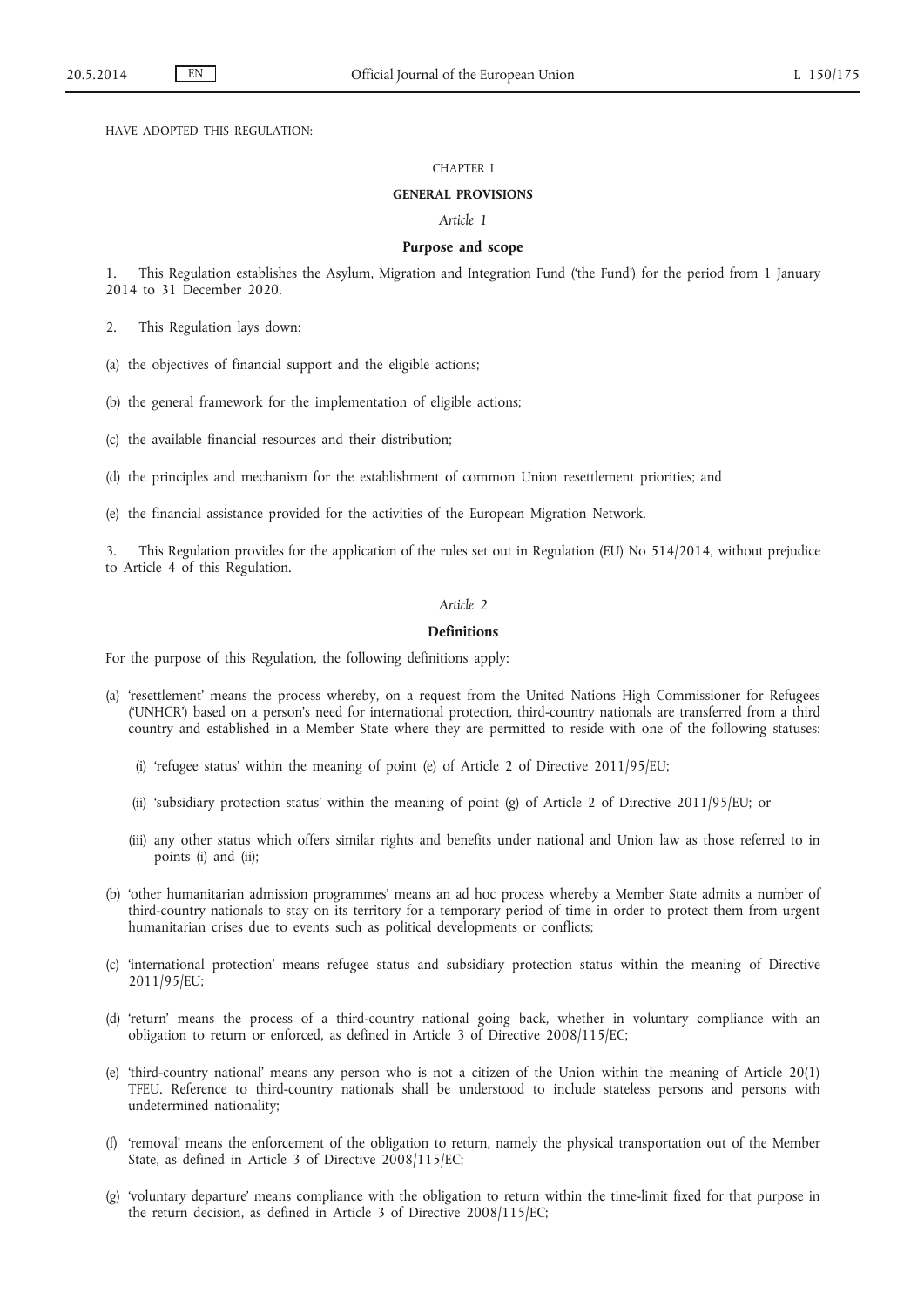HAVE ADOPTED THIS REGULATION:

CHAPTER I

**GENERAL PROVISIONS**

*Article 1*

**Purpose and scope**

1. This Regulation establishes the Asylum, Migration and Integration Fund ('the Fund') for the period from 1 January 2014 to 31 December 2020.

2. This Regulation lays down:

(a) the objectives of financial support and the eligible actions;

(b) the general framework for the implementation of eligible actions;

(c) the available financial resources and their distribution;

(d) the principles and mechanism for the establishment of common Union resettlement priorities; and

(e) the financial assistance provided for the activities of the European Migration Network.

3. This Regulation provides for the application of the rules set out in Regulation (EU) No 514/2014, without prejudice to Article 4 of this Regulation.

*Article 2*

**Definitions**

For the purpose of this Regulation, the following definitions apply:

(a) 'resettlement' means the process whereby, on a request from the United Nations High Commissioner for Refugees ('UNHCR') based on a person's need for international protection, third-country nationals are transferred from a third country and established in a Member State where they are permitted to reside with one of the following statuses:

   (i) 'refugee status' within the meaning of point (e) of Article 2 of Directive 2011/95/EU;

   (ii) 'subsidiary protection status' within the meaning of point (g) of Article 2 of Directive 2011/95/EU; or

   (iii) any other status which offers similar rights and benefits under national and Union law as those referred to in points (i) and (ii);

(b) 'other humanitarian admission programmes' means an ad hoc process whereby a Member State admits a number of third-country nationals to stay on its territory for a temporary period of time in order to protect them from urgent humanitarian crises due to events such as political developments or conflicts;

(c) 'international protection' means refugee status and subsidiary protection status within the meaning of Directive 2011/95/EU;

(d) 'return' means the process of a third-country national going back, whether in voluntary compliance with an obligation to return or enforced, as defined in Article 3 of Directive 2008/115/EC;

(e) 'third-country national' means any person who is not a citizen of the Union within the meaning of Article 20(1) TFEU. Reference to third-country nationals shall be understood to include stateless persons and persons with undetermined nationality;

(f) 'removal' means the enforcement of the obligation to return, namely the physical transportation out of the Member State, as defined in Article 3 of Directive 2008/115/EC;

(g) 'voluntary departure' means compliance with the obligation to return within the time-limit fixed for that purpose in the return decision, as defined in Article 3 of Directive 2008/115/EC;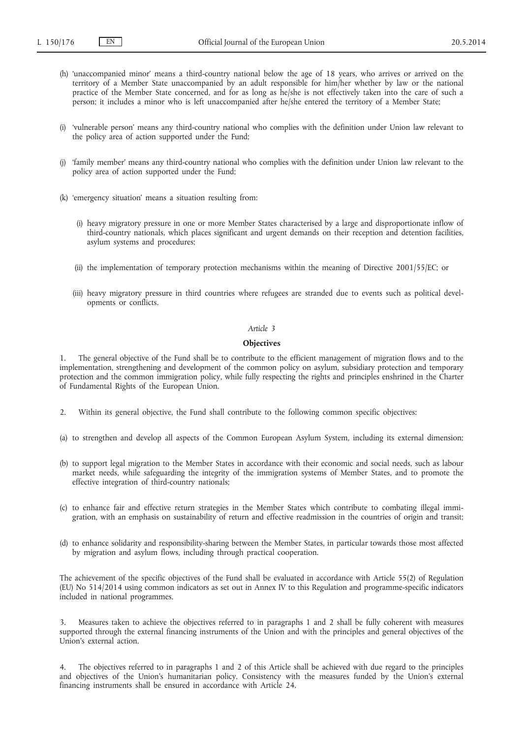(h) 'unaccompanied minor' means a third-country national below the age of 18 years, who arrives or arrived on the territory of a Member State unaccompanied by an adult responsible for him/her whether by law or the national practice of the Member State concerned, and for as long as he/she is not effectively taken into the care of such a person; it includes a minor who is left unaccompanied after he/she entered the territory of a Member State;

(i) 'vulnerable person' means any third-country national who complies with the definition under Union law relevant to the policy area of action supported under the Fund;

(j) 'family member' means any third-country national who complies with the definition under Union law relevant to the policy area of action supported under the Fund;

(k) 'emergency situation' means a situation resulting from:

(i) heavy migratory pressure in one or more Member States characterised by a large and disproportionate inflow of third-country nationals, which places significant and urgent demands on their reception and detention facilities, asylum systems and procedures;

(ii) the implementation of temporary protection mechanisms within the meaning of Directive 2001/55/EC; or

(iii) heavy migratory pressure in third countries where refugees are stranded due to events such as political developments or conflicts.

*Article 3*

**Objectives**

1. The general objective of the Fund shall be to contribute to the efficient management of migration flows and to the implementation, strengthening and development of the common policy on asylum, subsidiary protection and temporary protection and the common immigration policy, while fully respecting the rights and principles enshrined in the Charter of Fundamental Rights of the European Union.

2. Within its general objective, the Fund shall contribute to the following common specific objectives:

(a) to strengthen and develop all aspects of the Common European Asylum System, including its external dimension;

(b) to support legal migration to the Member States in accordance with their economic and social needs, such as labour market needs, while safeguarding the integrity of the immigration systems of Member States, and to promote the effective integration of third-country nationals;

(c) to enhance fair and effective return strategies in the Member States which contribute to combating illegal immigration, with an emphasis on sustainability of return and effective readmission in the countries of origin and transit;

(d) to enhance solidarity and responsibility-sharing between the Member States, in particular towards those most affected by migration and asylum flows, including through practical cooperation.

The achievement of the specific objectives of the Fund shall be evaluated in accordance with Article 55(2) of Regulation (EU) No 514/2014 using common indicators as set out in Annex IV to this Regulation and programme-specific indicators included in national programmes.

3. Measures taken to achieve the objectives referred to in paragraphs 1 and 2 shall be fully coherent with measures supported through the external financing instruments of the Union and with the principles and general objectives of the Union's external action.

4. The objectives referred to in paragraphs 1 and 2 of this Article shall be achieved with due regard to the principles and objectives of the Union's humanitarian policy. Consistency with the measures funded by the Union's external financing instruments shall be ensured in accordance with Article 24.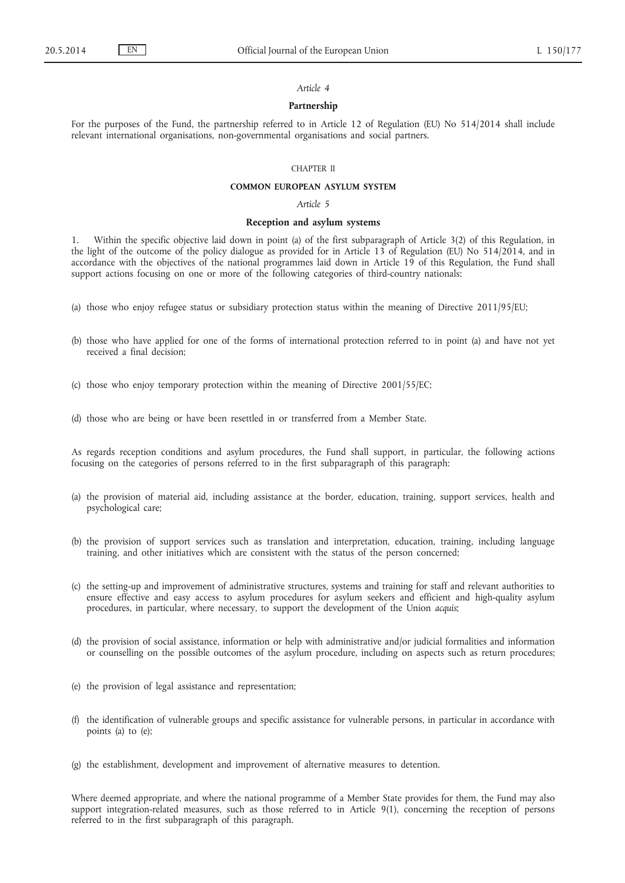*Article 4*

**Partnership**

For the purposes of the Fund, the partnership referred to in Article 12 of Regulation (EU) No 514/2014 shall include relevant international organisations, non-governmental organisations and social partners.

CHAPTER II

**COMMON EUROPEAN ASYLUM SYSTEM**

*Article 5*

**Reception and asylum systems**

1. Within the specific objective laid down in point (a) of the first subparagraph of Article 3(2) of this Regulation, in the light of the outcome of the policy dialogue as provided for in Article 13 of Regulation (EU) No 514/2014, and in accordance with the objectives of the national programmes laid down in Article 19 of this Regulation, the Fund shall support actions focusing on one or more of the following categories of third-country nationals:

(a) those who enjoy refugee status or subsidiary protection status within the meaning of Directive 2011/95/EU;

(b) those who have applied for one of the forms of international protection referred to in point (a) and have not yet received a final decision;

(c) those who enjoy temporary protection within the meaning of Directive 2001/55/EC;

(d) those who are being or have been resettled in or transferred from a Member State.

As regards reception conditions and asylum procedures, the Fund shall support, in particular, the following actions focusing on the categories of persons referred to in the first subparagraph of this paragraph:

(a) the provision of material aid, including assistance at the border, education, training, support services, health and psychological care;

(b) the provision of support services such as translation and interpretation, education, training, including language training, and other initiatives which are consistent with the status of the person concerned;

(c) the setting-up and improvement of administrative structures, systems and training for staff and relevant authorities to ensure effective and easy access to asylum procedures for asylum seekers and efficient and high-quality asylum procedures, in particular, where necessary, to support the development of the Union *acquis*;

(d) the provision of social assistance, information or help with administrative and/or judicial formalities and information or counselling on the possible outcomes of the asylum procedure, including on aspects such as return procedures;

(e) the provision of legal assistance and representation;

(f) the identification of vulnerable groups and specific assistance for vulnerable persons, in particular in accordance with points (a) to (e);

(g) the establishment, development and improvement of alternative measures to detention.

Where deemed appropriate, and where the national programme of a Member State provides for them, the Fund may also support integration-related measures, such as those referred to in Article 9(1), concerning the reception of persons referred to in the first subparagraph of this paragraph.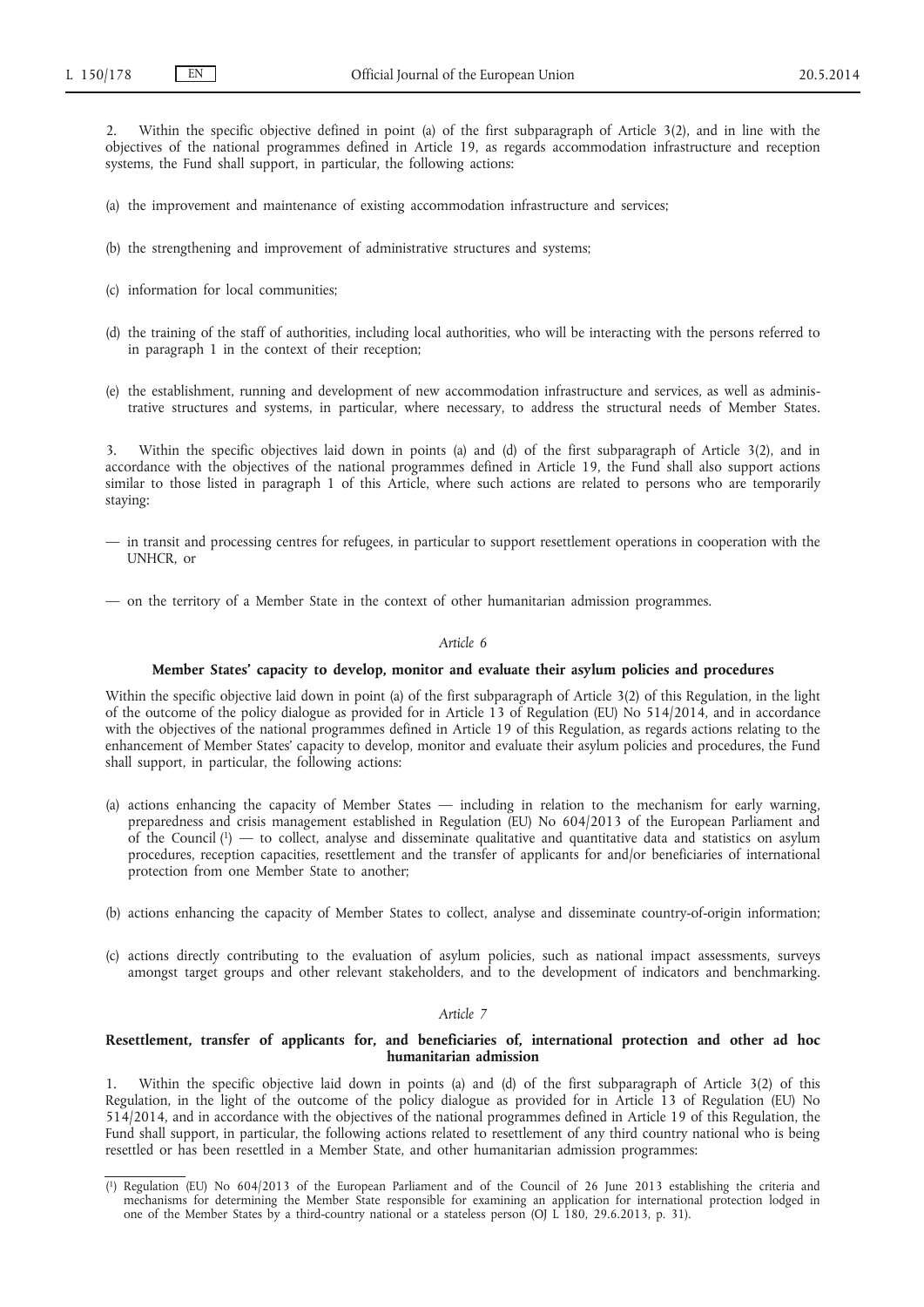2. Within the specific objective defined in point (a) of the first subparagraph of Article 3(2), and in line with the objectives of the national programmes defined in Article 19, as regards accommodation infrastructure and reception systems, the Fund shall support, in particular, the following actions:

(a) the improvement and maintenance of existing accommodation infrastructure and services;

(b) the strengthening and improvement of administrative structures and systems;

(c) information for local communities;

(d) the training of the staff of authorities, including local authorities, who will be interacting with the persons referred to in paragraph 1 in the context of their reception;

(e) the establishment, running and development of new accommodation infrastructure and services, as well as administrative structures and systems, in particular, where necessary, to address the structural needs of Member States.

3. Within the specific objectives laid down in points (a) and (d) of the first subparagraph of Article 3(2), and in accordance with the objectives of the national programmes defined in Article 19, the Fund shall also support actions similar to those listed in paragraph 1 of this Article, where such actions are related to persons who are temporarily staying:

— in transit and processing centres for refugees, in particular to support resettlement operations in cooperation with the UNHCR, or

— on the territory of a Member State in the context of other humanitarian admission programmes.

*Article 6*

**Member States' capacity to develop, monitor and evaluate their asylum policies and procedures**

Within the specific objective laid down in point (a) of the first subparagraph of Article 3(2) of this Regulation, in the light of the outcome of the policy dialogue as provided for in Article 13 of Regulation (EU) No 514/2014, and in accordance with the objectives of the national programmes defined in Article 19 of this Regulation, as regards actions relating to the enhancement of Member States' capacity to develop, monitor and evaluate their asylum policies and procedures, the Fund shall support, in particular, the following actions:

(a) actions enhancing the capacity of Member States — including in relation to the mechanism for early warning, preparedness and crisis management established in Regulation (EU) No 604/2013 of the European Parliament and of the Council [1] — to collect, analyse and disseminate qualitative and quantitative data and statistics on asylum procedures, reception capacities, resettlement and the transfer of applicants for and/or beneficiaries of international protection from one Member State to another;

(b) actions enhancing the capacity of Member States to collect, analyse and disseminate country-of-origin information;

(c) actions directly contributing to the evaluation of asylum policies, such as national impact assessments, surveys amongst target groups and other relevant stakeholders, and to the development of indicators and benchmarking.

*Article 7*

**Resettlement, transfer of applicants for, and beneficiaries of, international protection and other ad hoc humanitarian admission**

1. Within the specific objective laid down in points (a) and (d) of the first subparagraph of Article 3(2) of this Regulation, in the light of the outcome of the policy dialogue as provided for in Article 13 of Regulation (EU) No 514/2014, and in accordance with the objectives of the national programmes defined in Article 19 of this Regulation, the Fund shall support, in particular, the following actions related to resettlement of any third country national who is being resettled or has been resettled in a Member State, and other humanitarian admission programmes:

---

[1] Regulation (EU) No 604/2013 of the European Parliament and of the Council of 26 June 2013 establishing the criteria and mechanisms for determining the Member State responsible for examining an application for international protection lodged in one of the Member States by a third-country national or a stateless person (OJ L 180, 29.6.2013, p. 31).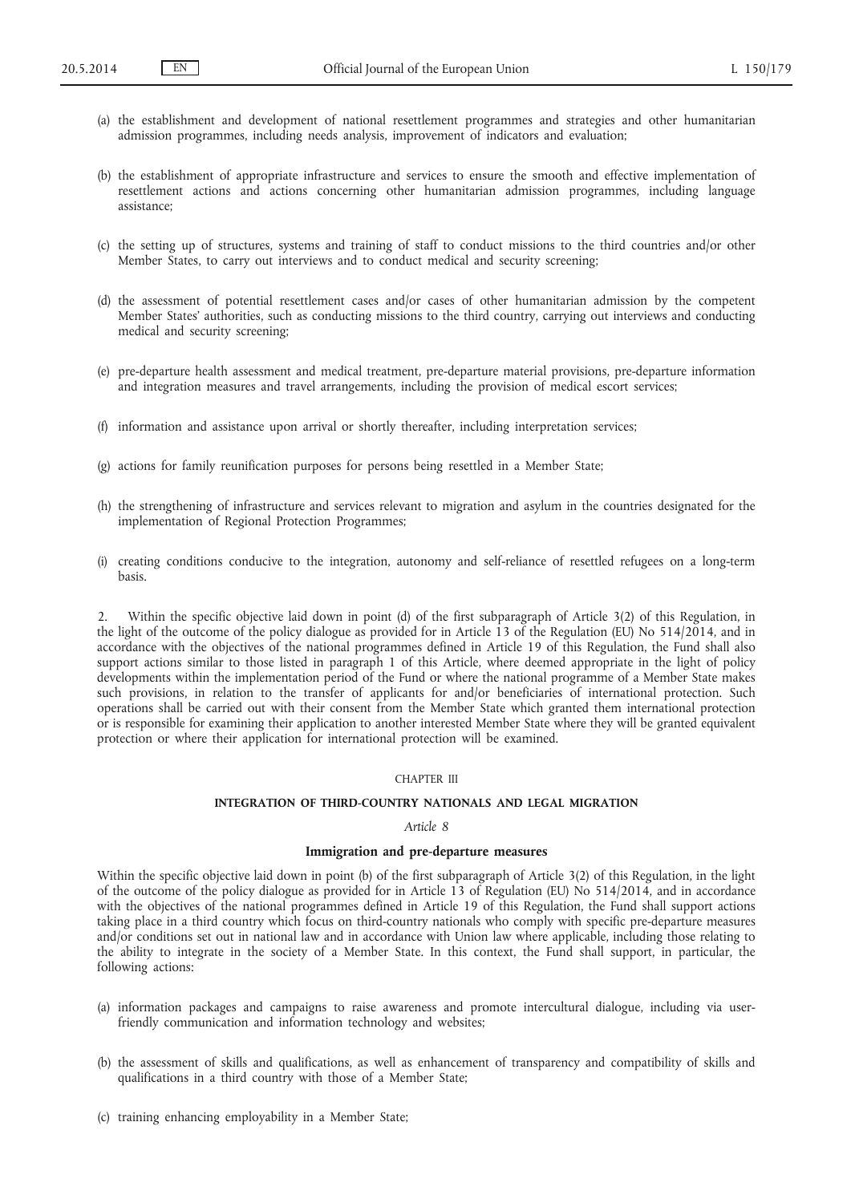(a) the establishment and development of national resettlement programmes and strategies and other humanitarian admission programmes, including needs analysis, improvement of indicators and evaluation;

(b) the establishment of appropriate infrastructure and services to ensure the smooth and effective implementation of resettlement actions and actions concerning other humanitarian admission programmes, including language assistance;

(c) the setting up of structures, systems and training of staff to conduct missions to the third countries and/or other Member States, to carry out interviews and to conduct medical and security screening;

(d) the assessment of potential resettlement cases and/or cases of other humanitarian admission by the competent Member States' authorities, such as conducting missions to the third country, carrying out interviews and conducting medical and security screening;

(e) pre-departure health assessment and medical treatment, pre-departure material provisions, pre-departure information and integration measures and travel arrangements, including the provision of medical escort services;

(f) information and assistance upon arrival or shortly thereafter, including interpretation services;

(g) actions for family reunification purposes for persons being resettled in a Member State;

(h) the strengthening of infrastructure and services relevant to migration and asylum in the countries designated for the implementation of Regional Protection Programmes;

(i) creating conditions conducive to the integration, autonomy and self-reliance of resettled refugees on a long-term basis.

2. Within the specific objective laid down in point (d) of the first subparagraph of Article 3(2) of this Regulation, in the light of the outcome of the policy dialogue as provided for in Article 13 of the Regulation (EU) No 514/2014, and in accordance with the objectives of the national programmes defined in Article 19 of this Regulation, the Fund shall also support actions similar to those listed in paragraph 1 of this Article, where deemed appropriate in the light of policy developments within the implementation period of the Fund or where the national programme of a Member State makes such provisions, in relation to the transfer of applicants for and/or beneficiaries of international protection. Such operations shall be carried out with their consent from the Member State which granted them international protection or is responsible for examining their application to another interested Member State where they will be granted equivalent protection or where their application for international protection will be examined.

## CHAPTER III

## INTEGRATION OF THIRD-COUNTRY NATIONALS AND LEGAL MIGRATION

### *Article 8*

### Immigration and pre-departure measures

Within the specific objective laid down in point (b) of the first subparagraph of Article 3(2) of this Regulation, in the light of the outcome of the policy dialogue as provided for in Article 13 of Regulation (EU) No 514/2014, and in accordance with the objectives of the national programmes defined in Article 19 of this Regulation, the Fund shall support actions taking place in a third country which focus on third-country nationals who comply with specific pre-departure measures and/or conditions set out in national law and in accordance with Union law where applicable, including those relating to the ability to integrate in the society of a Member State. In this context, the Fund shall support, in particular, the following actions:

(a) information packages and campaigns to raise awareness and promote intercultural dialogue, including via user-friendly communication and information technology and websites;

(b) the assessment of skills and qualifications, as well as enhancement of transparency and compatibility of skills and qualifications in a third country with those of a Member State;

(c) training enhancing employability in a Member State;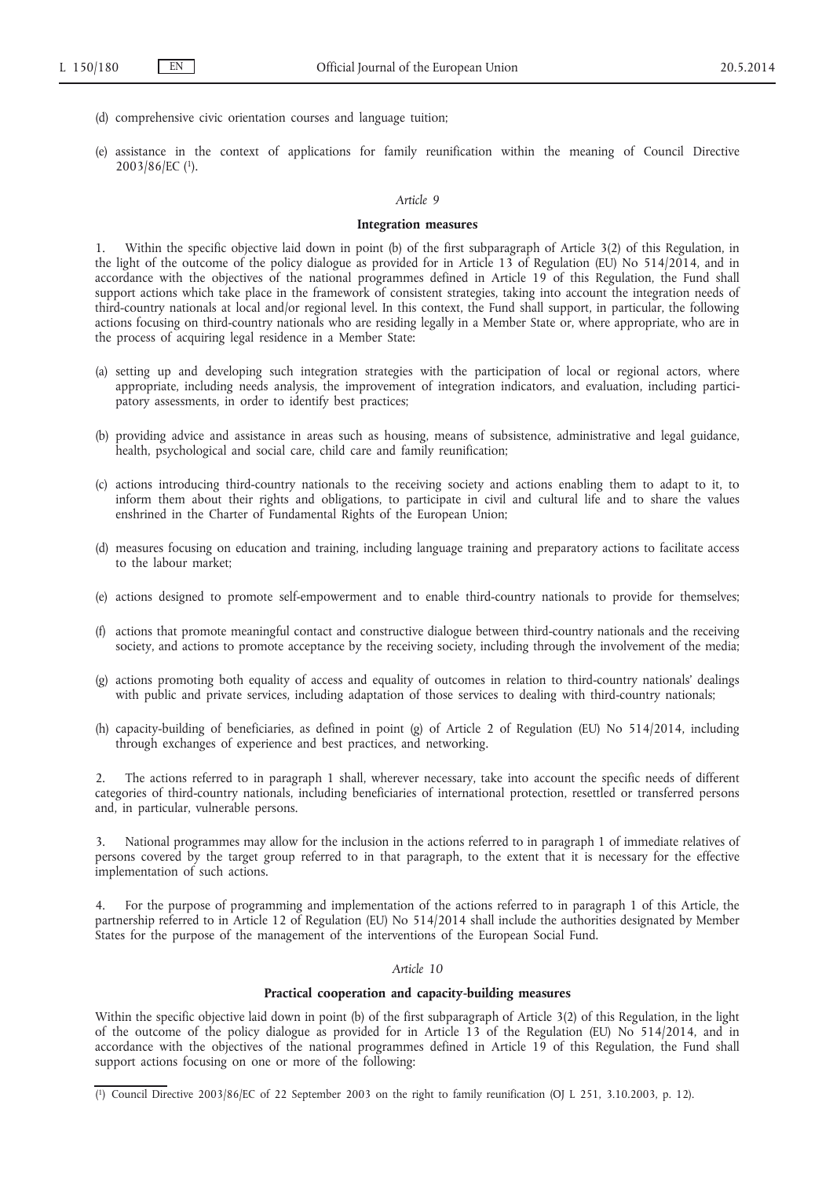(d) comprehensive civic orientation courses and language tuition;

(e) assistance in the context of applications for family reunification within the meaning of Council Directive 2003/86/EC [1].

*Article 9*

**Integration measures**

1. Within the specific objective laid down in point (b) of the first subparagraph of Article 3(2) of this Regulation, in the light of the outcome of the policy dialogue as provided for in Article 13 of Regulation (EU) No 514/2014, and in accordance with the objectives of the national programmes defined in Article 19 of this Regulation, the Fund shall support actions which take place in the framework of consistent strategies, taking into account the integration needs of third-country nationals at local and/or regional level. In this context, the Fund shall support, in particular, the following actions focusing on third-country nationals who are residing legally in a Member State or, where appropriate, who are in the process of acquiring legal residence in a Member State:

(a) setting up and developing such integration strategies with the participation of local or regional actors, where appropriate, including needs analysis, the improvement of integration indicators, and evaluation, including participatory assessments, in order to identify best practices;

(b) providing advice and assistance in areas such as housing, means of subsistence, administrative and legal guidance, health, psychological and social care, child care and family reunification;

(c) actions introducing third-country nationals to the receiving society and actions enabling them to adapt to it, to inform them about their rights and obligations, to participate in civil and cultural life and to share the values enshrined in the Charter of Fundamental Rights of the European Union;

(d) measures focusing on education and training, including language training and preparatory actions to facilitate access to the labour market;

(e) actions designed to promote self-empowerment and to enable third-country nationals to provide for themselves;

(f) actions that promote meaningful contact and constructive dialogue between third-country nationals and the receiving society, and actions to promote acceptance by the receiving society, including through the involvement of the media;

(g) actions promoting both equality of access and equality of outcomes in relation to third-country nationals' dealings with public and private services, including adaptation of those services to dealing with third-country nationals;

(h) capacity-building of beneficiaries, as defined in point (g) of Article 2 of Regulation (EU) No 514/2014, including through exchanges of experience and best practices, and networking.

2. The actions referred to in paragraph 1 shall, wherever necessary, take into account the specific needs of different categories of third-country nationals, including beneficiaries of international protection, resettled or transferred persons and, in particular, vulnerable persons.

3. National programmes may allow for the inclusion in the actions referred to in paragraph 1 of immediate relatives of persons covered by the target group referred to in that paragraph, to the extent that it is necessary for the effective implementation of such actions.

4. For the purpose of programming and implementation of the actions referred to in paragraph 1 of this Article, the partnership referred to in Article 12 of Regulation (EU) No 514/2014 shall include the authorities designated by Member States for the purpose of the management of the interventions of the European Social Fund.

*Article 10*

**Practical cooperation and capacity-building measures**

Within the specific objective laid down in point (b) of the first subparagraph of Article 3(2) of this Regulation, in the light of the outcome of the policy dialogue as provided for in Article 13 of the Regulation (EU) No 514/2014, and in accordance with the objectives of the national programmes defined in Article 19 of this Regulation, the Fund shall support actions focusing on one or more of the following:

---

[1] Council Directive 2003/86/EC of 22 September 2003 on the right to family reunification (OJ L 251, 3.10.2003, p. 12).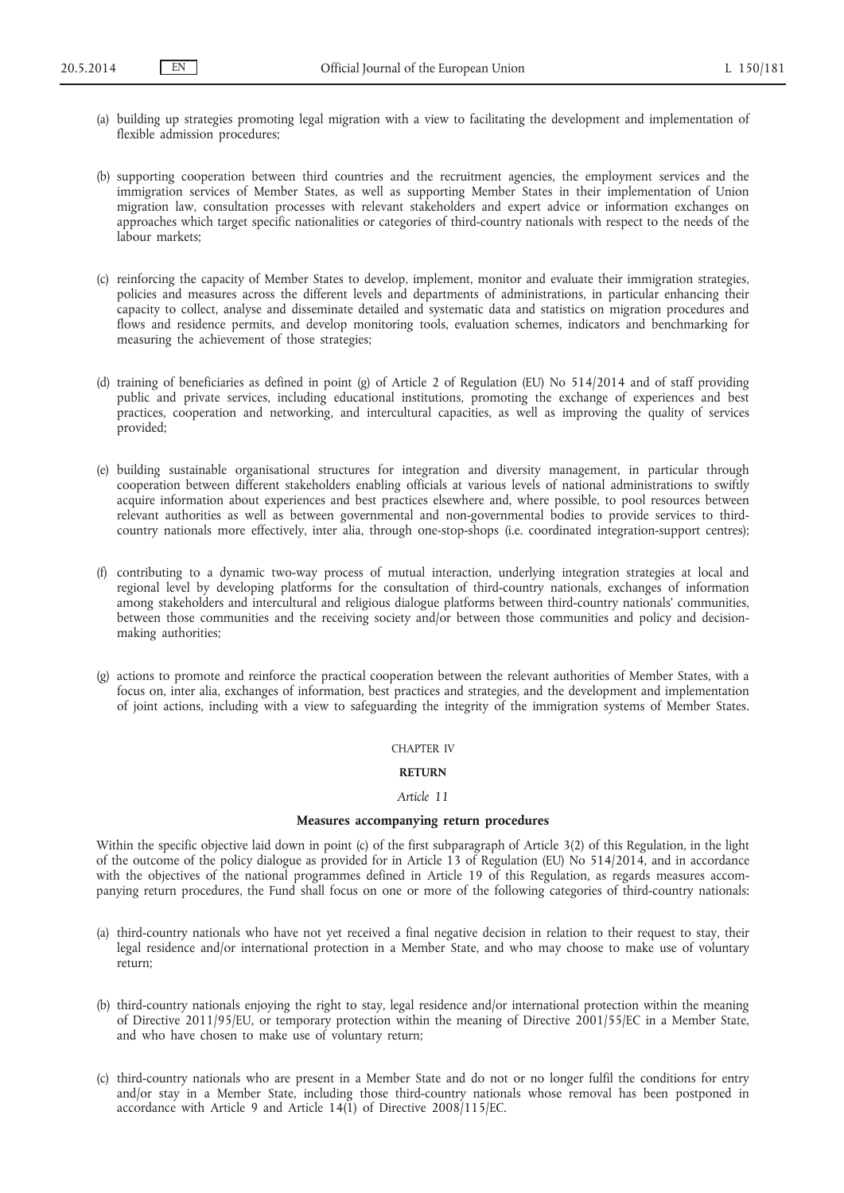(a) building up strategies promoting legal migration with a view to facilitating the development and implementation of flexible admission procedures;

(b) supporting cooperation between third countries and the recruitment agencies, the employment services and the immigration services of Member States, as well as supporting Member States in their implementation of Union migration law, consultation processes with relevant stakeholders and expert advice or information exchanges on approaches which target specific nationalities or categories of third-country nationals with respect to the needs of the labour markets;

(c) reinforcing the capacity of Member States to develop, implement, monitor and evaluate their immigration strategies, policies and measures across the different levels and departments of administrations, in particular enhancing their capacity to collect, analyse and disseminate detailed and systematic data and statistics on migration procedures and flows and residence permits, and develop monitoring tools, evaluation schemes, indicators and benchmarking for measuring the achievement of those strategies;

(d) training of beneficiaries as defined in point (g) of Article 2 of Regulation (EU) No 514/2014 and of staff providing public and private services, including educational institutions, promoting the exchange of experiences and best practices, cooperation and networking, and intercultural capacities, as well as improving the quality of services provided;

(e) building sustainable organisational structures for integration and diversity management, in particular through cooperation between different stakeholders enabling officials at various levels of national administrations to swiftly acquire information about experiences and best practices elsewhere and, where possible, to pool resources between relevant authorities as well as between governmental and non-governmental bodies to provide services to third-country nationals more effectively, inter alia, through one-stop-shops (i.e. coordinated integration-support centres);

(f) contributing to a dynamic two-way process of mutual interaction, underlying integration strategies at local and regional level by developing platforms for the consultation of third-country nationals, exchanges of information among stakeholders and intercultural and religious dialogue platforms between third-country nationals' communities, between those communities and the receiving society and/or between those communities and policy and decision-making authorities;

(g) actions to promote and reinforce the practical cooperation between the relevant authorities of Member States, with a focus on, inter alia, exchanges of information, best practices and strategies, and the development and implementation of joint actions, including with a view to safeguarding the integrity of the immigration systems of Member States.

CHAPTER IV

**RETURN**

*Article 11*

**Measures accompanying return procedures**

Within the specific objective laid down in point (c) of the first subparagraph of Article 3(2) of this Regulation, in the light of the outcome of the policy dialogue as provided for in Article 13 of Regulation (EU) No 514/2014, and in accordance with the objectives of the national programmes defined in Article 19 of this Regulation, as regards measures accompanying return procedures, the Fund shall focus on one or more of the following categories of third-country nationals:

(a) third-country nationals who have not yet received a final negative decision in relation to their request to stay, their legal residence and/or international protection in a Member State, and who may choose to make use of voluntary return;

(b) third-country nationals enjoying the right to stay, legal residence and/or international protection within the meaning of Directive 2011/95/EU, or temporary protection within the meaning of Directive 2001/55/EC in a Member State, and who have chosen to make use of voluntary return;

(c) third-country nationals who are present in a Member State and do not or no longer fulfil the conditions for entry and/or stay in a Member State, including those third-country nationals whose removal has been postponed in accordance with Article 9 and Article 14(1) of Directive 2008/115/EC.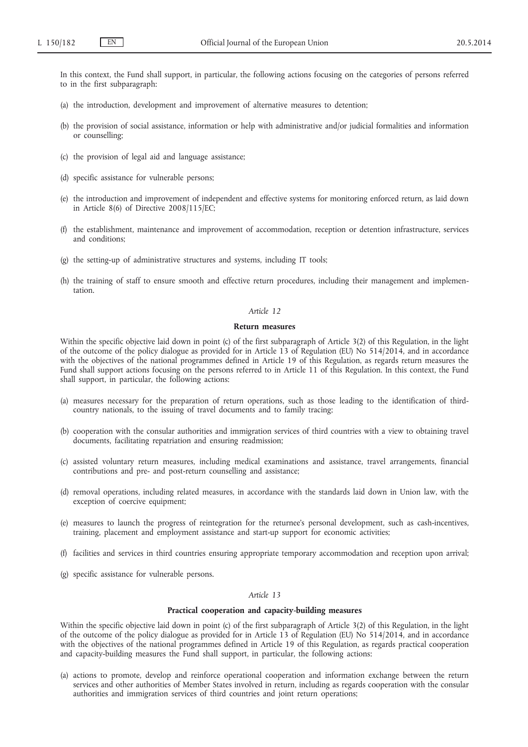In this context, the Fund shall support, in particular, the following actions focusing on the categories of persons referred to in the first subparagraph:

(a) the introduction, development and improvement of alternative measures to detention;

(b) the provision of social assistance, information or help with administrative and/or judicial formalities and information or counselling;

(c) the provision of legal aid and language assistance;

(d) specific assistance for vulnerable persons;

(e) the introduction and improvement of independent and effective systems for monitoring enforced return, as laid down in Article 8(6) of Directive 2008/115/EC;

(f) the establishment, maintenance and improvement of accommodation, reception or detention infrastructure, services and conditions;

(g) the setting-up of administrative structures and systems, including IT tools;

(h) the training of staff to ensure smooth and effective return procedures, including their management and implementation.

*Article 12*

**Return measures**

Within the specific objective laid down in point (c) of the first subparagraph of Article 3(2) of this Regulation, in the light of the outcome of the policy dialogue as provided for in Article 13 of Regulation (EU) No 514/2014, and in accordance with the objectives of the national programmes defined in Article 19 of this Regulation, as regards return measures the Fund shall support actions focusing on the persons referred to in Article 11 of this Regulation. In this context, the Fund shall support, in particular, the following actions:

(a) measures necessary for the preparation of return operations, such as those leading to the identification of third-country nationals, to the issuing of travel documents and to family tracing;

(b) cooperation with the consular authorities and immigration services of third countries with a view to obtaining travel documents, facilitating repatriation and ensuring readmission;

(c) assisted voluntary return measures, including medical examinations and assistance, travel arrangements, financial contributions and pre- and post-return counselling and assistance;

(d) removal operations, including related measures, in accordance with the standards laid down in Union law, with the exception of coercive equipment;

(e) measures to launch the progress of reintegration for the returnee's personal development, such as cash-incentives, training, placement and employment assistance and start-up support for economic activities;

(f) facilities and services in third countries ensuring appropriate temporary accommodation and reception upon arrival;

(g) specific assistance for vulnerable persons.

*Article 13*

**Practical cooperation and capacity-building measures**

Within the specific objective laid down in point (c) of the first subparagraph of Article 3(2) of this Regulation, in the light of the outcome of the policy dialogue as provided for in Article 13 of Regulation (EU) No 514/2014, and in accordance with the objectives of the national programmes defined in Article 19 of this Regulation, as regards practical cooperation and capacity-building measures the Fund shall support, in particular, the following actions:

(a) actions to promote, develop and reinforce operational cooperation and information exchange between the return services and other authorities of Member States involved in return, including as regards cooperation with the consular authorities and immigration services of third countries and joint return operations;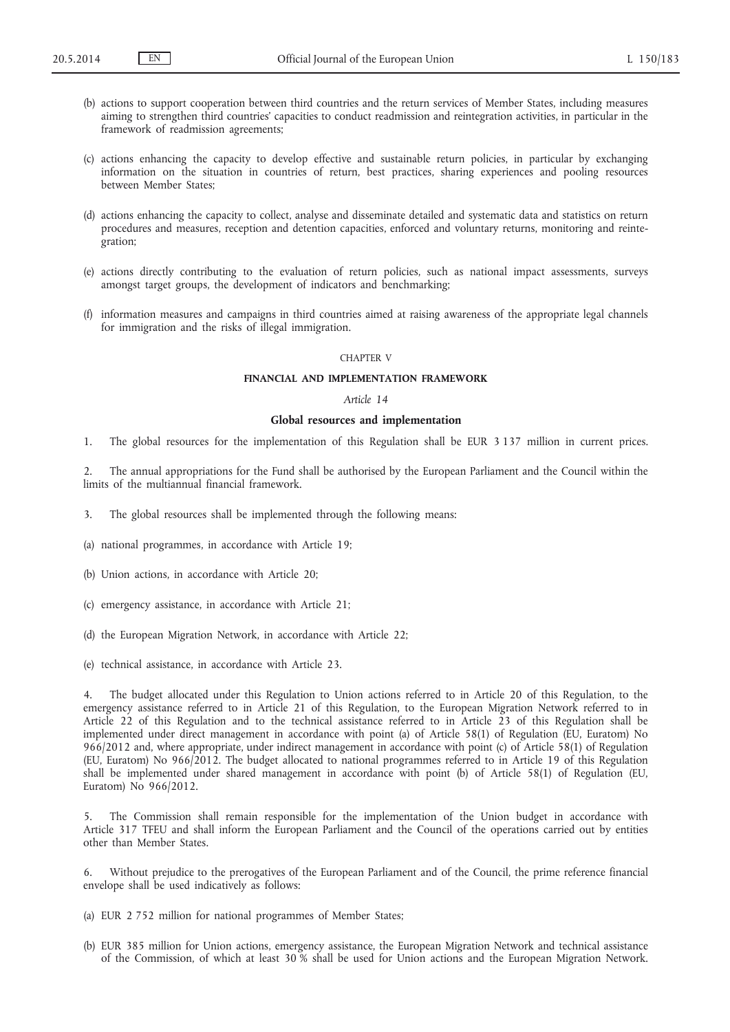(b) actions to support cooperation between third countries and the return services of Member States, including measures aiming to strengthen third countries' capacities to conduct readmission and reintegration activities, in particular in the framework of readmission agreements;

(c) actions enhancing the capacity to develop effective and sustainable return policies, in particular by exchanging information on the situation in countries of return, best practices, sharing experiences and pooling resources between Member States;

(d) actions enhancing the capacity to collect, analyse and disseminate detailed and systematic data and statistics on return procedures and measures, reception and detention capacities, enforced and voluntary returns, monitoring and reintegration;

(e) actions directly contributing to the evaluation of return policies, such as national impact assessments, surveys amongst target groups, the development of indicators and benchmarking;

(f) information measures and campaigns in third countries aimed at raising awareness of the appropriate legal channels for immigration and the risks of illegal immigration.

CHAPTER V

## FINANCIAL AND IMPLEMENTATION FRAMEWORK

*Article 14*

### Global resources and implementation

1. The global resources for the implementation of this Regulation shall be EUR 3 137 million in current prices.

2. The annual appropriations for the Fund shall be authorised by the European Parliament and the Council within the limits of the multiannual financial framework.

3. The global resources shall be implemented through the following means:

(a) national programmes, in accordance with Article 19;

(b) Union actions, in accordance with Article 20;

(c) emergency assistance, in accordance with Article 21;

(d) the European Migration Network, in accordance with Article 22;

(e) technical assistance, in accordance with Article 23.

4. The budget allocated under this Regulation to Union actions referred to in Article 20 of this Regulation, to the emergency assistance referred to in Article 21 of this Regulation, to the European Migration Network referred to in Article 22 of this Regulation and to the technical assistance referred to in Article 23 of this Regulation shall be implemented under direct management in accordance with point (a) of Article 58(1) of Regulation (EU, Euratom) No 966/2012 and, where appropriate, under indirect management in accordance with point (c) of Article 58(1) of Regulation (EU, Euratom) No 966/2012. The budget allocated to national programmes referred to in Article 19 of this Regulation shall be implemented under shared management in accordance with point (b) of Article 58(1) of Regulation (EU, Euratom) No 966/2012.

5. The Commission shall remain responsible for the implementation of the Union budget in accordance with Article 317 TFEU and shall inform the European Parliament and the Council of the operations carried out by entities other than Member States.

6. Without prejudice to the prerogatives of the European Parliament and of the Council, the prime reference financial envelope shall be used indicatively as follows:

(a) EUR 2 752 million for national programmes of Member States;

(b) EUR 385 million for Union actions, emergency assistance, the European Migration Network and technical assistance of the Commission, of which at least 30 % shall be used for Union actions and the European Migration Network.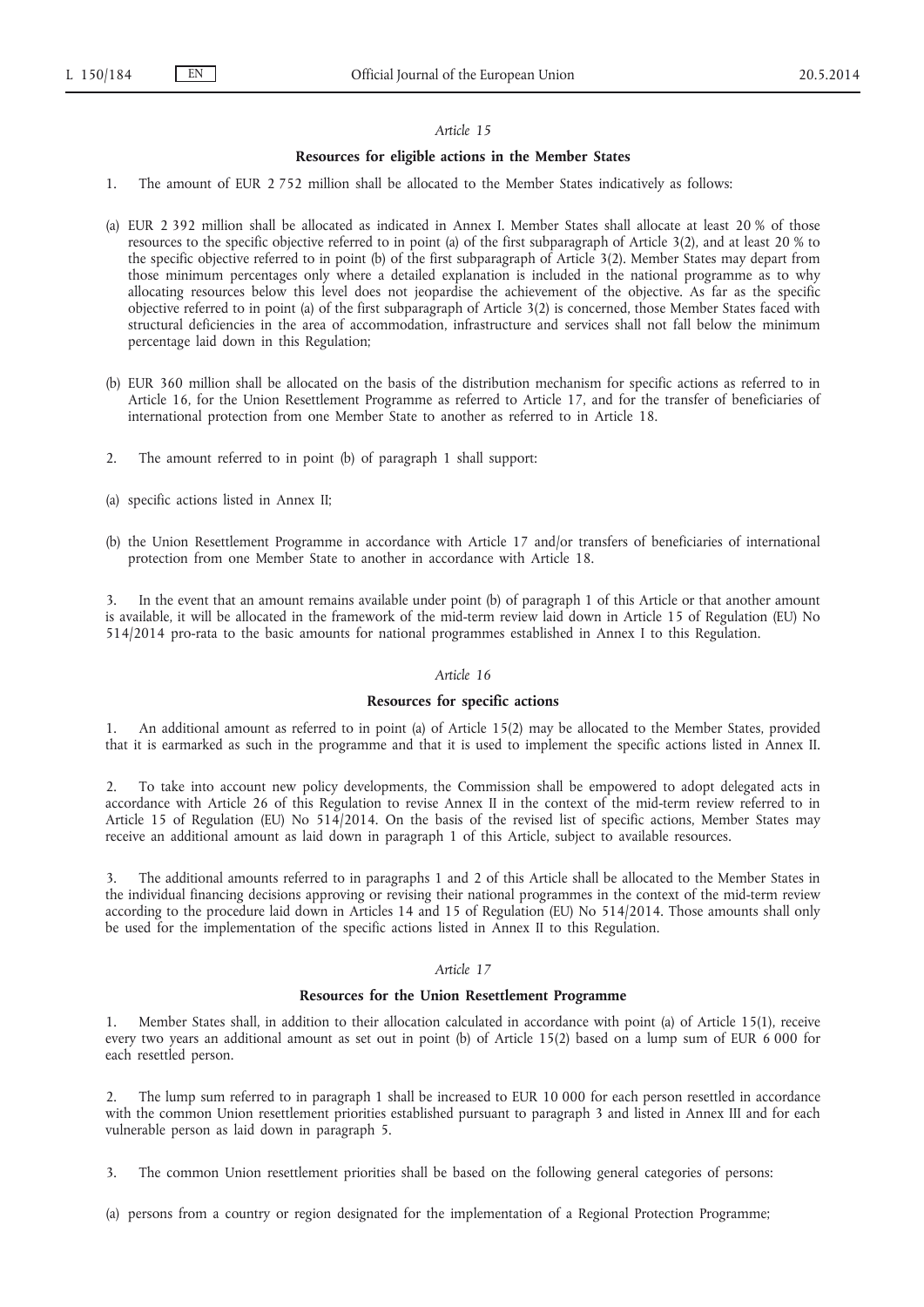*Article 15*

**Resources for eligible actions in the Member States**

1. The amount of EUR 2 752 million shall be allocated to the Member States indicatively as follows:

(a) EUR 2 392 million shall be allocated as indicated in Annex I. Member States shall allocate at least 20 % of those resources to the specific objective referred to in point (a) of the first subparagraph of Article 3(2), and at least 20 % to the specific objective referred to in point (b) of the first subparagraph of Article 3(2). Member States may depart from those minimum percentages only where a detailed explanation is included in the national programme as to why allocating resources below this level does not jeopardise the achievement of the objective. As far as the specific objective referred to in point (a) of the first subparagraph of Article 3(2) is concerned, those Member States faced with structural deficiencies in the area of accommodation, infrastructure and services shall not fall below the minimum percentage laid down in this Regulation;

(b) EUR 360 million shall be allocated on the basis of the distribution mechanism for specific actions as referred to in Article 16, for the Union Resettlement Programme as referred to Article 17, and for the transfer of beneficiaries of international protection from one Member State to another as referred to in Article 18.

2. The amount referred to in point (b) of paragraph 1 shall support:

(a) specific actions listed in Annex II;

(b) the Union Resettlement Programme in accordance with Article 17 and/or transfers of beneficiaries of international protection from one Member State to another in accordance with Article 18.

3. In the event that an amount remains available under point (b) of paragraph 1 of this Article or that another amount is available, it will be allocated in the framework of the mid-term review laid down in Article 15 of Regulation (EU) No 514/2014 pro-rata to the basic amounts for national programmes established in Annex I to this Regulation.

*Article 16*

**Resources for specific actions**

1. An additional amount as referred to in point (a) of Article 15(2) may be allocated to the Member States, provided that it is earmarked as such in the programme and that it is used to implement the specific actions listed in Annex II.

2. To take into account new policy developments, the Commission shall be empowered to adopt delegated acts in accordance with Article 26 of this Regulation to revise Annex II in the context of the mid-term review referred to in Article 15 of Regulation (EU) No 514/2014. On the basis of the revised list of specific actions, Member States may receive an additional amount as laid down in paragraph 1 of this Article, subject to available resources.

3. The additional amounts referred to in paragraphs 1 and 2 of this Article shall be allocated to the Member States in the individual financing decisions approving or revising their national programmes in the context of the mid-term review according to the procedure laid down in Articles 14 and 15 of Regulation (EU) No 514/2014. Those amounts shall only be used for the implementation of the specific actions listed in Annex II to this Regulation.

*Article 17*

**Resources for the Union Resettlement Programme**

1. Member States shall, in addition to their allocation calculated in accordance with point (a) of Article 15(1), receive every two years an additional amount as set out in point (b) of Article 15(2) based on a lump sum of EUR 6 000 for each resettled person.

2. The lump sum referred to in paragraph 1 shall be increased to EUR 10 000 for each person resettled in accordance with the common Union resettlement priorities established pursuant to paragraph 3 and listed in Annex III and for each vulnerable person as laid down in paragraph 5.

3. The common Union resettlement priorities shall be based on the following general categories of persons:

(a) persons from a country or region designated for the implementation of a Regional Protection Programme;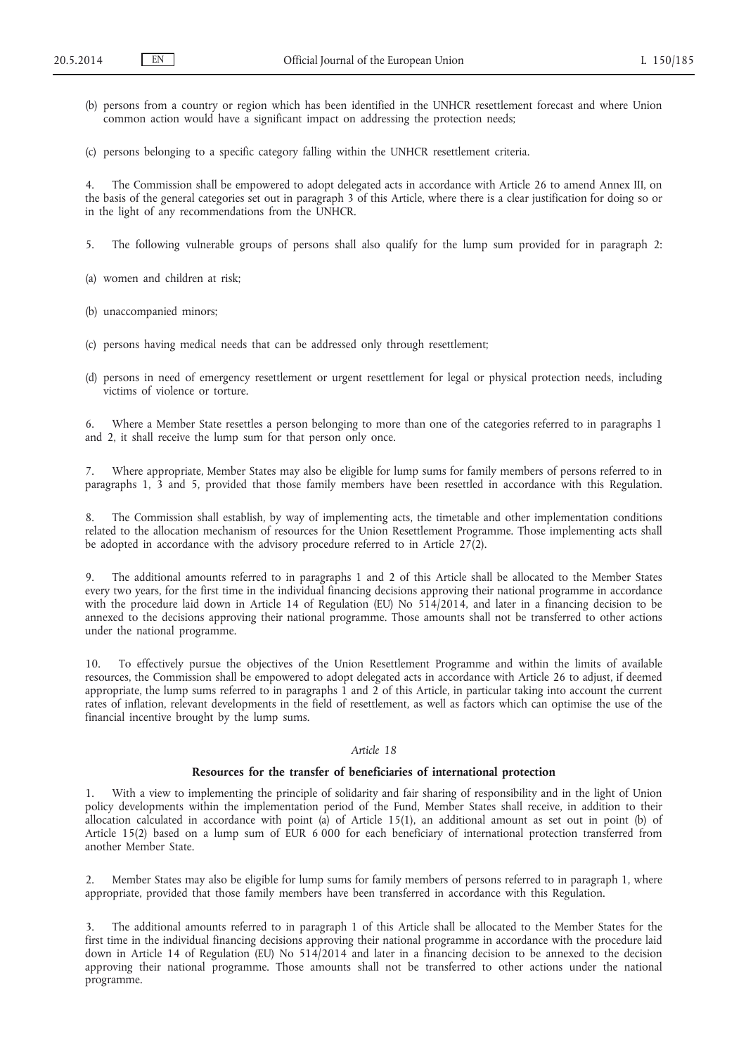(b) persons from a country or region which has been identified in the UNHCR resettlement forecast and where Union common action would have a significant impact on addressing the protection needs;

(c) persons belonging to a specific category falling within the UNHCR resettlement criteria.

4. The Commission shall be empowered to adopt delegated acts in accordance with Article 26 to amend Annex III, on the basis of the general categories set out in paragraph 3 of this Article, where there is a clear justification for doing so or in the light of any recommendations from the UNHCR.

5. The following vulnerable groups of persons shall also qualify for the lump sum provided for in paragraph 2:

(a) women and children at risk;

(b) unaccompanied minors;

(c) persons having medical needs that can be addressed only through resettlement;

(d) persons in need of emergency resettlement or urgent resettlement for legal or physical protection needs, including victims of violence or torture.

6. Where a Member State resettles a person belonging to more than one of the categories referred to in paragraphs 1 and 2, it shall receive the lump sum for that person only once.

7. Where appropriate, Member States may also be eligible for lump sums for family members of persons referred to in paragraphs 1, 3 and 5, provided that those family members have been resettled in accordance with this Regulation.

8. The Commission shall establish, by way of implementing acts, the timetable and other implementation conditions related to the allocation mechanism of resources for the Union Resettlement Programme. Those implementing acts shall be adopted in accordance with the advisory procedure referred to in Article 27(2).

9. The additional amounts referred to in paragraphs 1 and 2 of this Article shall be allocated to the Member States every two years, for the first time in the individual financing decisions approving their national programme in accordance with the procedure laid down in Article 14 of Regulation (EU) No 514/2014, and later in a financing decision to be annexed to the decisions approving their national programme. Those amounts shall not be transferred to other actions under the national programme.

10. To effectively pursue the objectives of the Union Resettlement Programme and within the limits of available resources, the Commission shall be empowered to adopt delegated acts in accordance with Article 26 to adjust, if deemed appropriate, the lump sums referred to in paragraphs 1 and 2 of this Article, in particular taking into account the current rates of inflation, relevant developments in the field of resettlement, as well as factors which can optimise the use of the financial incentive brought by the lump sums.

### *Article 18*

### **Resources for the transfer of beneficiaries of international protection**

1. With a view to implementing the principle of solidarity and fair sharing of responsibility and in the light of Union policy developments within the implementation period of the Fund, Member States shall receive, in addition to their allocation calculated in accordance with point (a) of Article 15(1), an additional amount as set out in point (b) of Article 15(2) based on a lump sum of EUR 6 000 for each beneficiary of international protection transferred from another Member State.

2. Member States may also be eligible for lump sums for family members of persons referred to in paragraph 1, where appropriate, provided that those family members have been transferred in accordance with this Regulation.

3. The additional amounts referred to in paragraph 1 of this Article shall be allocated to the Member States for the first time in the individual financing decisions approving their national programme in accordance with the procedure laid down in Article 14 of Regulation (EU) No 514/2014 and later in a financing decision to be annexed to the decision approving their national programme. Those amounts shall not be transferred to other actions under the national programme.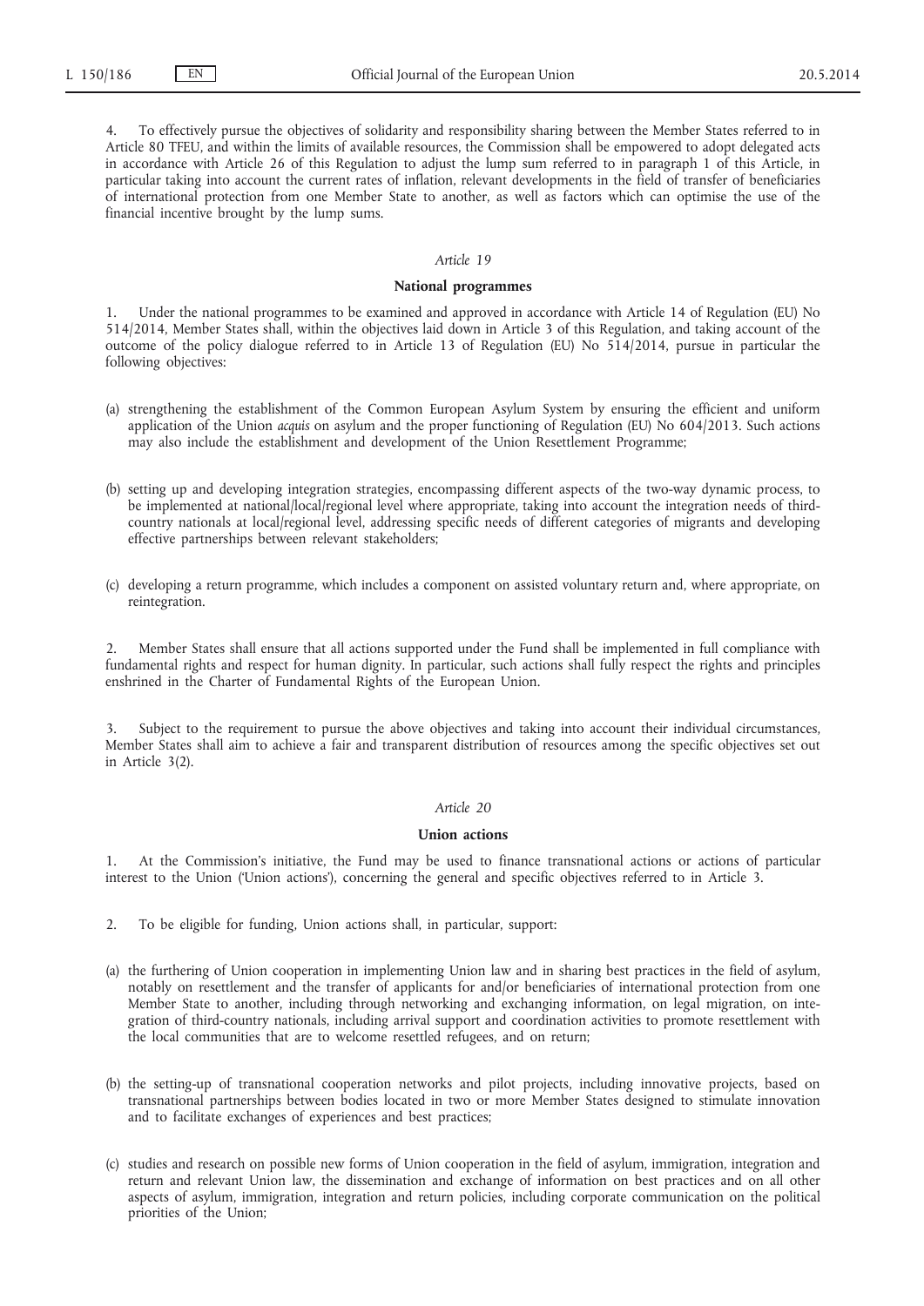4. To effectively pursue the objectives of solidarity and responsibility sharing between the Member States referred to in Article 80 TFEU, and within the limits of available resources, the Commission shall be empowered to adopt delegated acts in accordance with Article 26 of this Regulation to adjust the lump sum referred to in paragraph 1 of this Article, in particular taking into account the current rates of inflation, relevant developments in the field of transfer of beneficiaries of international protection from one Member State to another, as well as factors which can optimise the use of the financial incentive brought by the lump sums.

*Article 19*

**National programmes**

1. Under the national programmes to be examined and approved in accordance with Article 14 of Regulation (EU) No 514/2014, Member States shall, within the objectives laid down in Article 3 of this Regulation, and taking account of the outcome of the policy dialogue referred to in Article 13 of Regulation (EU) No 514/2014, pursue in particular the following objectives:

(a) strengthening the establishment of the Common European Asylum System by ensuring the efficient and uniform application of the Union *acquis* on asylum and the proper functioning of Regulation (EU) No 604/2013. Such actions may also include the establishment and development of the Union Resettlement Programme;

(b) setting up and developing integration strategies, encompassing different aspects of the two-way dynamic process, to be implemented at national/local/regional level where appropriate, taking into account the integration needs of third-country nationals at local/regional level, addressing specific needs of different categories of migrants and developing effective partnerships between relevant stakeholders;

(c) developing a return programme, which includes a component on assisted voluntary return and, where appropriate, on reintegration.

2. Member States shall ensure that all actions supported under the Fund shall be implemented in full compliance with fundamental rights and respect for human dignity. In particular, such actions shall fully respect the rights and principles enshrined in the Charter of Fundamental Rights of the European Union.

3. Subject to the requirement to pursue the above objectives and taking into account their individual circumstances, Member States shall aim to achieve a fair and transparent distribution of resources among the specific objectives set out in Article 3(2).

*Article 20*

**Union actions**

1. At the Commission's initiative, the Fund may be used to finance transnational actions or actions of particular interest to the Union ('Union actions'), concerning the general and specific objectives referred to in Article 3.

2. To be eligible for funding, Union actions shall, in particular, support:

(a) the furthering of Union cooperation in implementing Union law and in sharing best practices in the field of asylum, notably on resettlement and the transfer of applicants for and/or beneficiaries of international protection from one Member State to another, including through networking and exchanging information, on legal migration, on integration of third-country nationals, including arrival support and coordination activities to promote resettlement with the local communities that are to welcome resettled refugees, and on return;

(b) the setting-up of transnational cooperation networks and pilot projects, including innovative projects, based on transnational partnerships between bodies located in two or more Member States designed to stimulate innovation and to facilitate exchanges of experiences and best practices;

(c) studies and research on possible new forms of Union cooperation in the field of asylum, immigration, integration and return and relevant Union law, the dissemination and exchange of information on best practices and on all other aspects of asylum, immigration, integration and return policies, including corporate communication on the political priorities of the Union;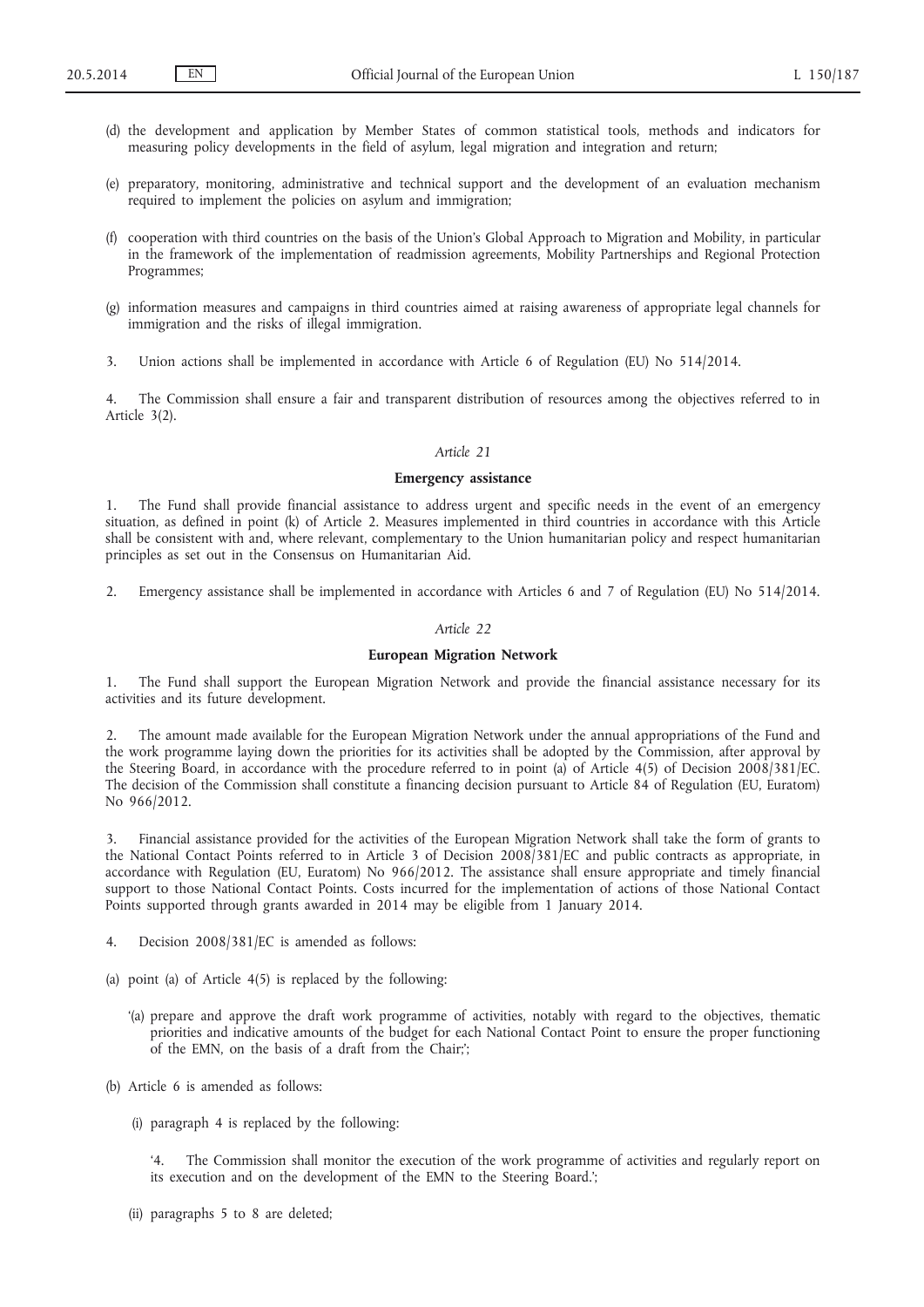(d) the development and application by Member States of common statistical tools, methods and indicators for measuring policy developments in the field of asylum, legal migration and integration and return;

(e) preparatory, monitoring, administrative and technical support and the development of an evaluation mechanism required to implement the policies on asylum and immigration;

(f) cooperation with third countries on the basis of the Union's Global Approach to Migration and Mobility, in particular in the framework of the implementation of readmission agreements, Mobility Partnerships and Regional Protection Programmes;

(g) information measures and campaigns in third countries aimed at raising awareness of appropriate legal channels for immigration and the risks of illegal immigration.

3. Union actions shall be implemented in accordance with Article 6 of Regulation (EU) No 514/2014.

4. The Commission shall ensure a fair and transparent distribution of resources among the objectives referred to in Article 3(2).

*Article 21*

**Emergency assistance**

1. The Fund shall provide financial assistance to address urgent and specific needs in the event of an emergency situation, as defined in point (k) of Article 2. Measures implemented in third countries in accordance with this Article shall be consistent with and, where relevant, complementary to the Union humanitarian policy and respect humanitarian principles as set out in the Consensus on Humanitarian Aid.

2. Emergency assistance shall be implemented in accordance with Articles 6 and 7 of Regulation (EU) No 514/2014.

*Article 22*

**European Migration Network**

1. The Fund shall support the European Migration Network and provide the financial assistance necessary for its activities and its future development.

2. The amount made available for the European Migration Network under the annual appropriations of the Fund and the work programme laying down the priorities for its activities shall be adopted by the Commission, after approval by the Steering Board, in accordance with the procedure referred to in point (a) of Article 4(5) of Decision 2008/381/EC. The decision of the Commission shall constitute a financing decision pursuant to Article 84 of Regulation (EU, Euratom) No 966/2012.

3. Financial assistance provided for the activities of the European Migration Network shall take the form of grants to the National Contact Points referred to in Article 3 of Decision 2008/381/EC and public contracts as appropriate, in accordance with Regulation (EU, Euratom) No 966/2012. The assistance shall ensure appropriate and timely financial support to those National Contact Points. Costs incurred for the implementation of actions of those National Contact Points supported through grants awarded in 2014 may be eligible from 1 January 2014.

4. Decision 2008/381/EC is amended as follows:

(a) point (a) of Article 4(5) is replaced by the following:

'(a) prepare and approve the draft work programme of activities, notably with regard to the objectives, thematic priorities and indicative amounts of the budget for each National Contact Point to ensure the proper functioning of the EMN, on the basis of a draft from the Chair;';

(b) Article 6 is amended as follows:

(i) paragraph 4 is replaced by the following:

'4. The Commission shall monitor the execution of the work programme of activities and regularly report on its execution and on the development of the EMN to the Steering Board.';

(ii) paragraphs 5 to 8 are deleted;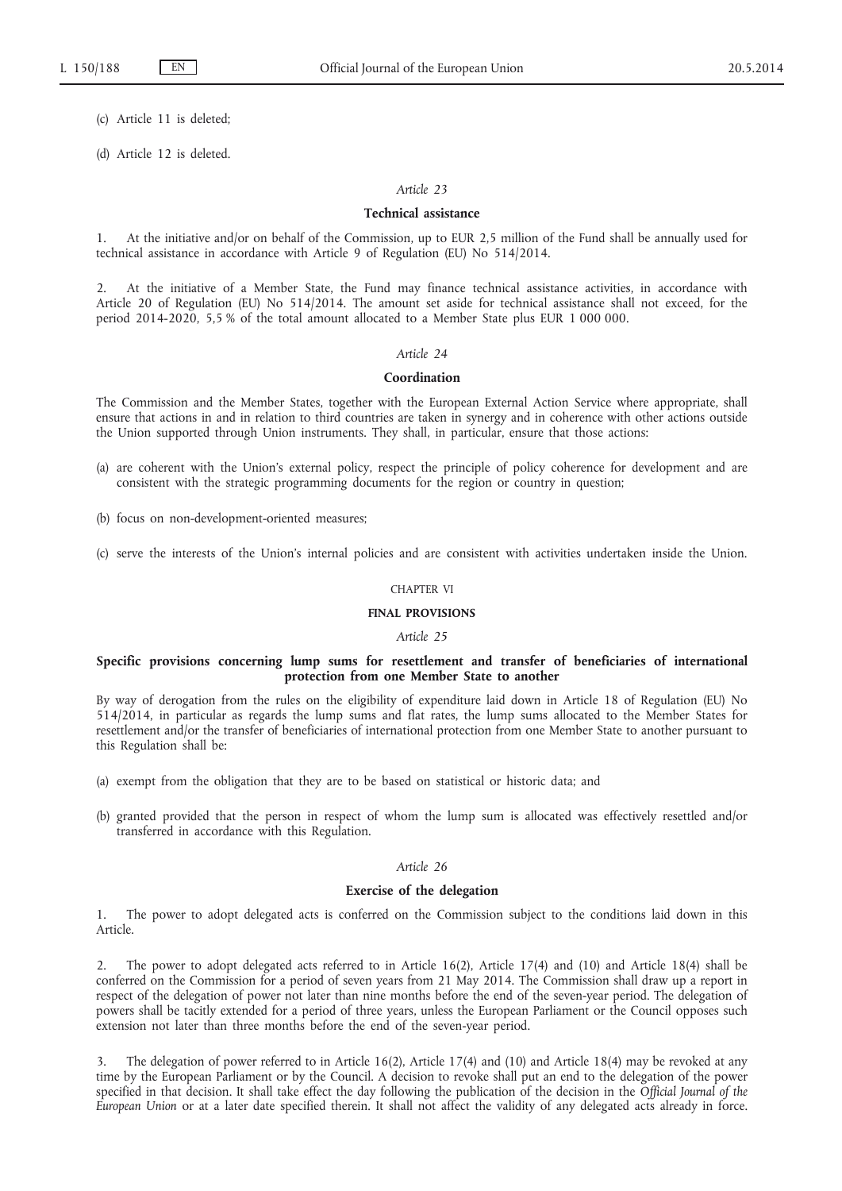(c) Article 11 is deleted;

(d) Article 12 is deleted.

*Article 23*

**Technical assistance**

1. At the initiative and/or on behalf of the Commission, up to EUR 2,5 million of the Fund shall be annually used for technical assistance in accordance with Article 9 of Regulation (EU) No 514/2014.

2. At the initiative of a Member State, the Fund may finance technical assistance activities, in accordance with Article 20 of Regulation (EU) No 514/2014. The amount set aside for technical assistance shall not exceed, for the period 2014-2020, 5,5 % of the total amount allocated to a Member State plus EUR 1 000 000.

*Article 24*

**Coordination**

The Commission and the Member States, together with the European External Action Service where appropriate, shall ensure that actions in and in relation to third countries are taken in synergy and in coherence with other actions outside the Union supported through Union instruments. They shall, in particular, ensure that those actions:

(a) are coherent with the Union's external policy, respect the principle of policy coherence for development and are consistent with the strategic programming documents for the region or country in question;

(b) focus on non-development-oriented measures;

(c) serve the interests of the Union's internal policies and are consistent with activities undertaken inside the Union.

CHAPTER VI

**FINAL PROVISIONS**

*Article 25*

**Specific provisions concerning lump sums for resettlement and transfer of beneficiaries of international protection from one Member State to another**

By way of derogation from the rules on the eligibility of expenditure laid down in Article 18 of Regulation (EU) No 514/2014, in particular as regards the lump sums and flat rates, the lump sums allocated to the Member States for resettlement and/or the transfer of beneficiaries of international protection from one Member State to another pursuant to this Regulation shall be:

(a) exempt from the obligation that they are to be based on statistical or historic data; and

(b) granted provided that the person in respect of whom the lump sum is allocated was effectively resettled and/or transferred in accordance with this Regulation.

*Article 26*

**Exercise of the delegation**

1. The power to adopt delegated acts is conferred on the Commission subject to the conditions laid down in this Article.

2. The power to adopt delegated acts referred to in Article 16(2), Article 17(4) and (10) and Article 18(4) shall be conferred on the Commission for a period of seven years from 21 May 2014. The Commission shall draw up a report in respect of the delegation of power not later than nine months before the end of the seven-year period. The delegation of powers shall be tacitly extended for a period of three years, unless the European Parliament or the Council opposes such extension not later than three months before the end of the seven-year period.

3. The delegation of power referred to in Article 16(2), Article 17(4) and (10) and Article 18(4) may be revoked at any time by the European Parliament or by the Council. A decision to revoke shall put an end to the delegation of the power specified in that decision. It shall take effect the day following the publication of the decision in the *Official Journal of the European Union* or at a later date specified therein. It shall not affect the validity of any delegated acts already in force.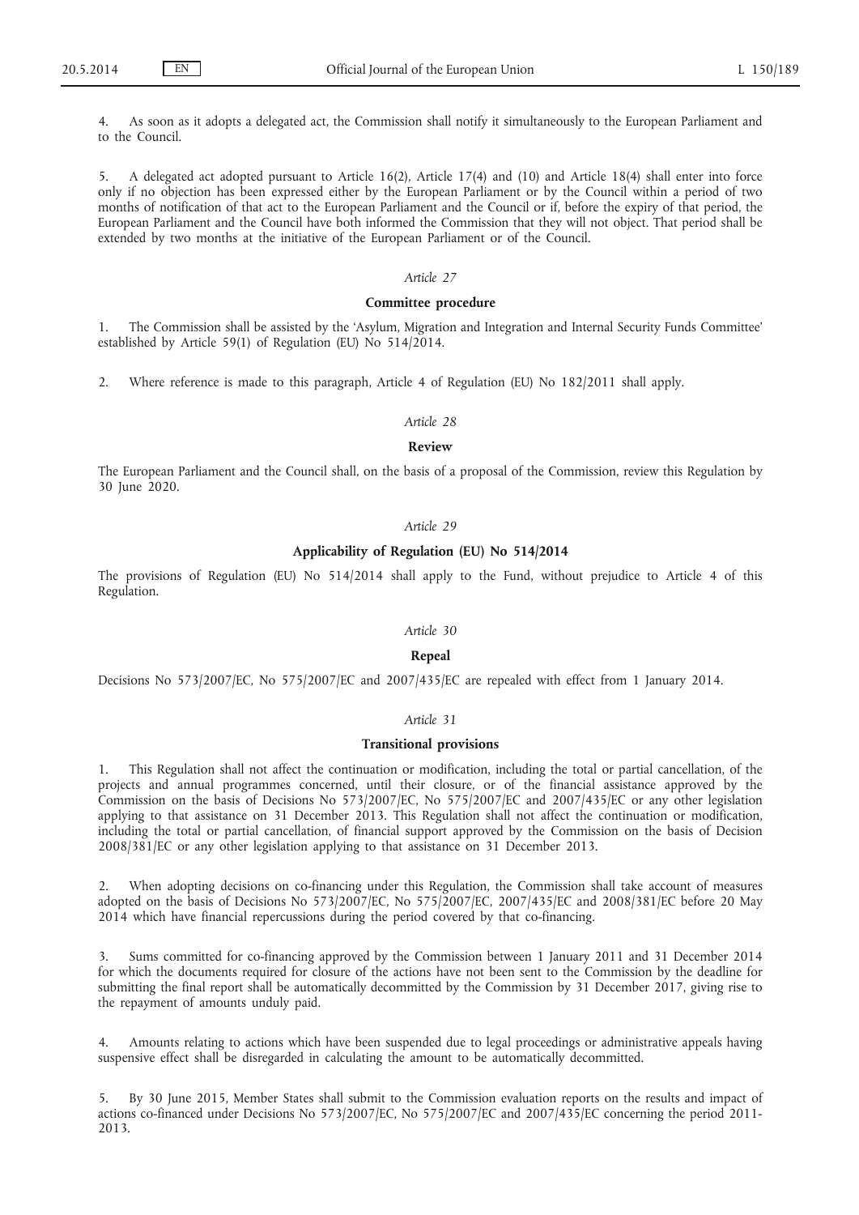4. As soon as it adopts a delegated act, the Commission shall notify it simultaneously to the European Parliament and to the Council.

5. A delegated act adopted pursuant to Article 16(2), Article 17(4) and (10) and Article 18(4) shall enter into force only if no objection has been expressed either by the European Parliament or by the Council within a period of two months of notification of that act to the European Parliament and the Council or if, before the expiry of that period, the European Parliament and the Council have both informed the Commission that they will not object. That period shall be extended by two months at the initiative of the European Parliament or of the Council.

*Article 27*

**Committee procedure**

1. The Commission shall be assisted by the 'Asylum, Migration and Integration and Internal Security Funds Committee' established by Article 59(1) of Regulation (EU) No 514/2014.

2. Where reference is made to this paragraph, Article 4 of Regulation (EU) No 182/2011 shall apply.

*Article 28*

**Review**

The European Parliament and the Council shall, on the basis of a proposal of the Commission, review this Regulation by 30 June 2020.

*Article 29*

**Applicability of Regulation (EU) No 514/2014**

The provisions of Regulation (EU) No 514/2014 shall apply to the Fund, without prejudice to Article 4 of this Regulation.

*Article 30*

**Repeal**

Decisions No 573/2007/EC, No 575/2007/EC and 2007/435/EC are repealed with effect from 1 January 2014.

*Article 31*

**Transitional provisions**

1. This Regulation shall not affect the continuation or modification, including the total or partial cancellation, of the projects and annual programmes concerned, until their closure, or of the financial assistance approved by the Commission on the basis of Decisions No 573/2007/EC, No 575/2007/EC and 2007/435/EC or any other legislation applying to that assistance on 31 December 2013. This Regulation shall not affect the continuation or modification, including the total or partial cancellation, of financial support approved by the Commission on the basis of Decision 2008/381/EC or any other legislation applying to that assistance on 31 December 2013.

2. When adopting decisions on co-financing under this Regulation, the Commission shall take account of measures adopted on the basis of Decisions No 573/2007/EC, No 575/2007/EC, 2007/435/EC and 2008/381/EC before 20 May 2014 which have financial repercussions during the period covered by that co-financing.

3. Sums committed for co-financing approved by the Commission between 1 January 2011 and 31 December 2014 for which the documents required for closure of the actions have not been sent to the Commission by the deadline for submitting the final report shall be automatically decommitted by the Commission by 31 December 2017, giving rise to the repayment of amounts unduly paid.

4. Amounts relating to actions which have been suspended due to legal proceedings or administrative appeals having suspensive effect shall be disregarded in calculating the amount to be automatically decommitted.

5. By 30 June 2015, Member States shall submit to the Commission evaluation reports on the results and impact of actions co-financed under Decisions No 573/2007/EC, No 575/2007/EC and 2007/435/EC concerning the period 2011-2013.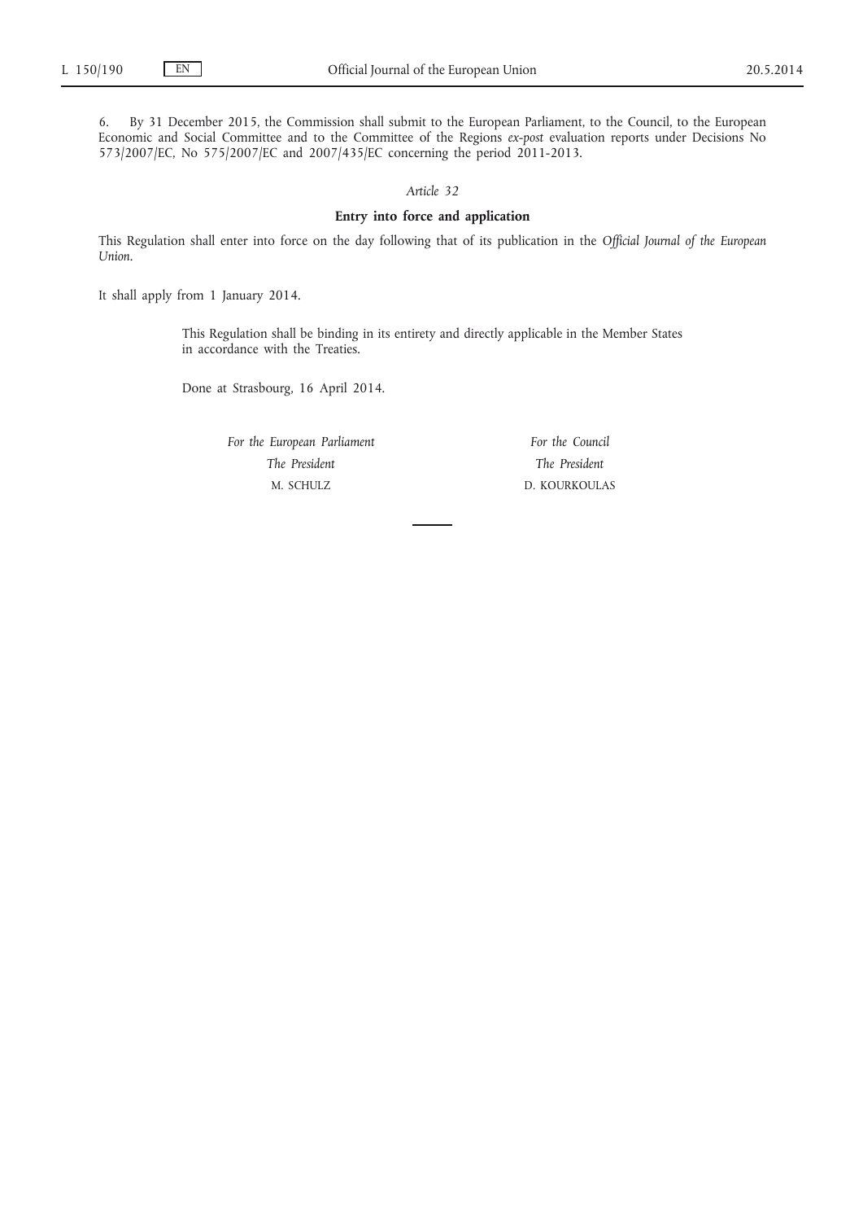6. By 31 December 2015, the Commission shall submit to the European Parliament, to the Council, to the European Economic and Social Committee and to the Committee of the Regions *ex-post* evaluation reports under Decisions No 573/2007/EC, No 575/2007/EC and 2007/435/EC concerning the period 2011-2013.

*Article 32*

**Entry into force and application**

This Regulation shall enter into force on the day following that of its publication in the *Official Journal of the European Union*.

It shall apply from 1 January 2014.

This Regulation shall be binding in its entirety and directly applicable in the Member States in accordance with the Treaties.

Done at Strasbourg, 16 April 2014.

*For the European Parliament*
*The President*
M. SCHULZ

*For the Council*
*The President*
D. KOURKOULAS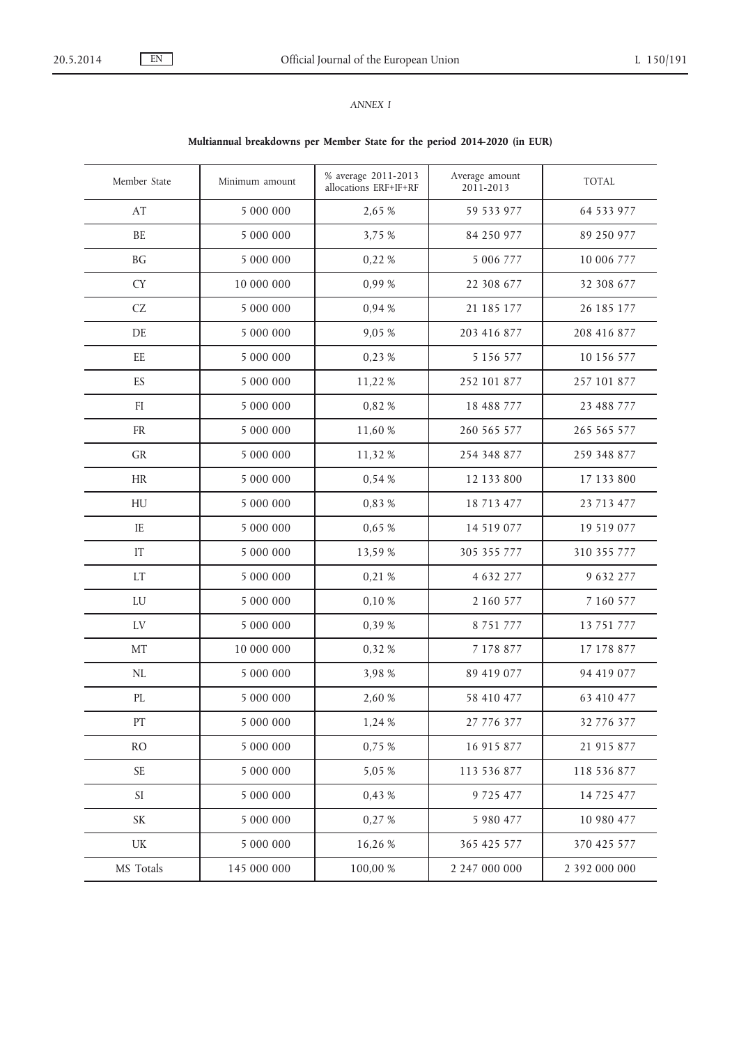*ANNEX I*

**Multiannual breakdowns per Member State for the period 2014-2020 (in EUR)**

| Member State | Minimum amount | % average 2011-2013 allocations ERF+IF+RF | Average amount 2011-2013 | TOTAL |
|---|---|---|---|---|
| AT | 5 000 000 | 2,65 % | 59 533 977 | 64 533 977 |
| BE | 5 000 000 | 3,75 % | 84 250 977 | 89 250 977 |
| BG | 5 000 000 | 0,22 % | 5 006 777 | 10 006 777 |
| CY | 10 000 000 | 0,99 % | 22 308 677 | 32 308 677 |
| CZ | 5 000 000 | 0,94 % | 21 185 177 | 26 185 177 |
| DE | 5 000 000 | 9,05 % | 203 416 877 | 208 416 877 |
| EE | 5 000 000 | 0,23 % | 5 156 577 | 10 156 577 |
| ES | 5 000 000 | 11,22 % | 252 101 877 | 257 101 877 |
| FI | 5 000 000 | 0,82 % | 18 488 777 | 23 488 777 |
| FR | 5 000 000 | 11,60 % | 260 565 577 | 265 565 577 |
| GR | 5 000 000 | 11,32 % | 254 348 877 | 259 348 877 |
| HR | 5 000 000 | 0,54 % | 12 133 800 | 17 133 800 |
| HU | 5 000 000 | 0,83 % | 18 713 477 | 23 713 477 |
| IE | 5 000 000 | 0,65 % | 14 519 077 | 19 519 077 |
| IT | 5 000 000 | 13,59 % | 305 355 777 | 310 355 777 |
| LT | 5 000 000 | 0,21 % | 4 632 277 | 9 632 277 |
| LU | 5 000 000 | 0,10 % | 2 160 577 | 7 160 577 |
| LV | 5 000 000 | 0,39 % | 8 751 777 | 13 751 777 |
| MT | 10 000 000 | 0,32 % | 7 178 877 | 17 178 877 |
| NL | 5 000 000 | 3,98 % | 89 419 077 | 94 419 077 |
| PL | 5 000 000 | 2,60 % | 58 410 477 | 63 410 477 |
| PT | 5 000 000 | 1,24 % | 27 776 377 | 32 776 377 |
| RO | 5 000 000 | 0,75 % | 16 915 877 | 21 915 877 |
| SE | 5 000 000 | 5,05 % | 113 536 877 | 118 536 877 |
| SI | 5 000 000 | 0,43 % | 9 725 477 | 14 725 477 |
| SK | 5 000 000 | 0,27 % | 5 980 477 | 10 980 477 |
| UK | 5 000 000 | 16,26 % | 365 425 577 | 370 425 577 |
| MS Totals | 145 000 000 | 100,00 % | 2 247 000 000 | 2 392 000 000 |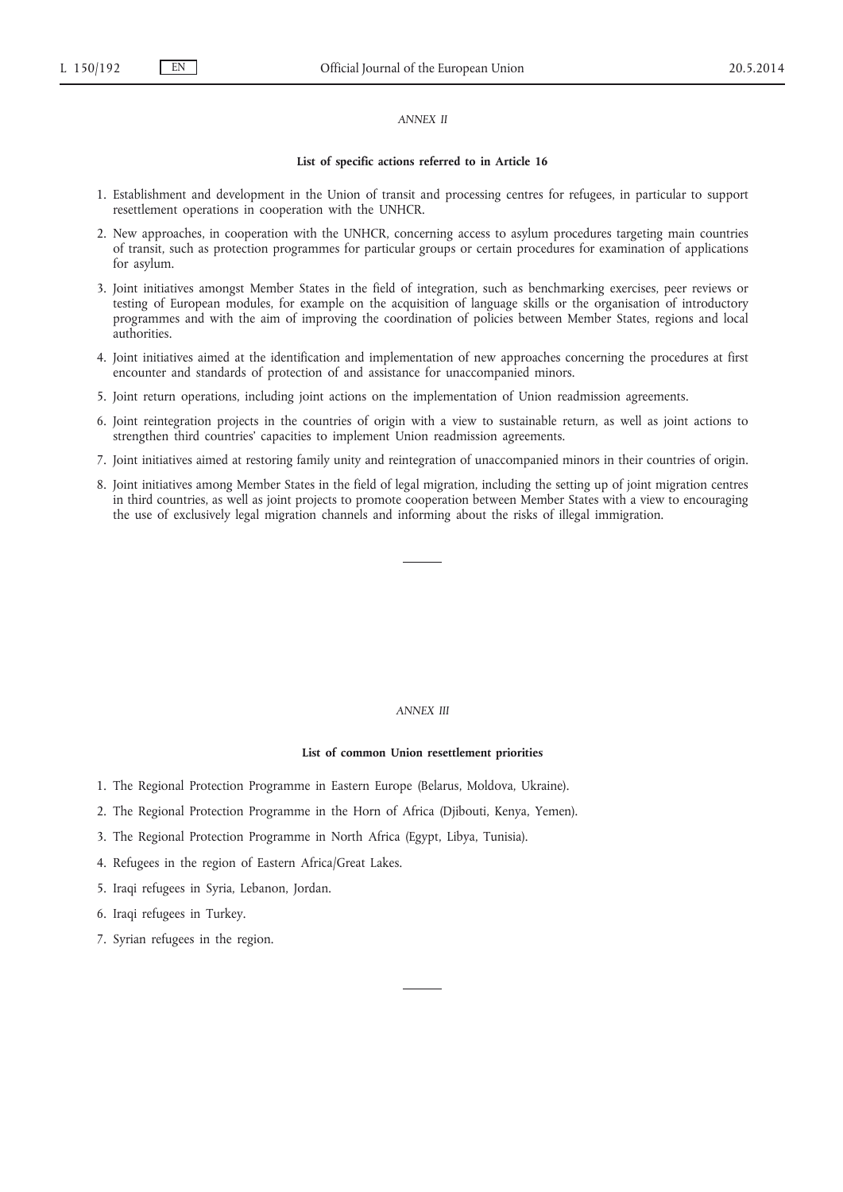*ANNEX II*

**List of specific actions referred to in Article 16**

1. Establishment and development in the Union of transit and processing centres for refugees, in particular to support resettlement operations in cooperation with the UNHCR.
2. New approaches, in cooperation with the UNHCR, concerning access to asylum procedures targeting main countries of transit, such as protection programmes for particular groups or certain procedures for examination of applications for asylum.
3. Joint initiatives amongst Member States in the field of integration, such as benchmarking exercises, peer reviews or testing of European modules, for example on the acquisition of language skills or the organisation of introductory programmes and with the aim of improving the coordination of policies between Member States, regions and local authorities.
4. Joint initiatives aimed at the identification and implementation of new approaches concerning the procedures at first encounter and standards of protection of and assistance for unaccompanied minors.
5. Joint return operations, including joint actions on the implementation of Union readmission agreements.
6. Joint reintegration projects in the countries of origin with a view to sustainable return, as well as joint actions to strengthen third countries' capacities to implement Union readmission agreements.
7. Joint initiatives aimed at restoring family unity and reintegration of unaccompanied minors in their countries of origin.
8. Joint initiatives among Member States in the field of legal migration, including the setting up of joint migration centres in third countries, as well as joint projects to promote cooperation between Member States with a view to encouraging the use of exclusively legal migration channels and informing about the risks of illegal immigration.

*ANNEX III*

**List of common Union resettlement priorities**

1. The Regional Protection Programme in Eastern Europe (Belarus, Moldova, Ukraine).
2. The Regional Protection Programme in the Horn of Africa (Djibouti, Kenya, Yemen).
3. The Regional Protection Programme in North Africa (Egypt, Libya, Tunisia).
4. Refugees in the region of Eastern Africa/Great Lakes.
5. Iraqi refugees in Syria, Lebanon, Jordan.
6. Iraqi refugees in Turkey.
7. Syrian refugees in the region.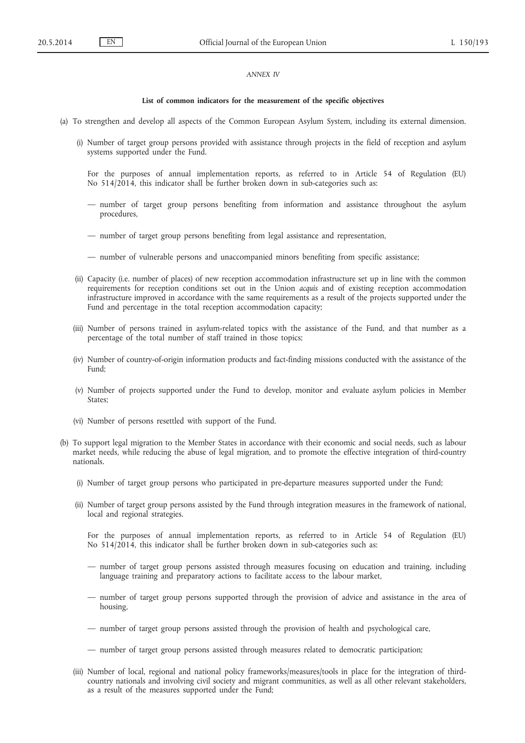*ANNEX IV*

**List of common indicators for the measurement of the specific objectives**

(a) To strengthen and develop all aspects of the Common European Asylum System, including its external dimension.

(i) Number of target group persons provided with assistance through projects in the field of reception and asylum systems supported under the Fund.

For the purposes of annual implementation reports, as referred to in Article 54 of Regulation (EU) No 514/2014, this indicator shall be further broken down in sub-categories such as:

— number of target group persons benefiting from information and assistance throughout the asylum procedures,

— number of target group persons benefiting from legal assistance and representation,

— number of vulnerable persons and unaccompanied minors benefiting from specific assistance;

(ii) Capacity (i.e. number of places) of new reception accommodation infrastructure set up in line with the common requirements for reception conditions set out in the Union *acquis* and of existing reception accommodation infrastructure improved in accordance with the same requirements as a result of the projects supported under the Fund and percentage in the total reception accommodation capacity;

(iii) Number of persons trained in asylum-related topics with the assistance of the Fund, and that number as a percentage of the total number of staff trained in those topics;

(iv) Number of country-of-origin information products and fact-finding missions conducted with the assistance of the Fund;

(v) Number of projects supported under the Fund to develop, monitor and evaluate asylum policies in Member States;

(vi) Number of persons resettled with support of the Fund.

(b) To support legal migration to the Member States in accordance with their economic and social needs, such as labour market needs, while reducing the abuse of legal migration, and to promote the effective integration of third-country nationals.

(i) Number of target group persons who participated in pre-departure measures supported under the Fund;

(ii) Number of target group persons assisted by the Fund through integration measures in the framework of national, local and regional strategies.

For the purposes of annual implementation reports, as referred to in Article 54 of Regulation (EU) No 514/2014, this indicator shall be further broken down in sub-categories such as:

— number of target group persons assisted through measures focusing on education and training, including language training and preparatory actions to facilitate access to the labour market,

— number of target group persons supported through the provision of advice and assistance in the area of housing,

— number of target group persons assisted through the provision of health and psychological care,

— number of target group persons assisted through measures related to democratic participation;

(iii) Number of local, regional and national policy frameworks/measures/tools in place for the integration of third-country nationals and involving civil society and migrant communities, as well as all other relevant stakeholders, as a result of the measures supported under the Fund;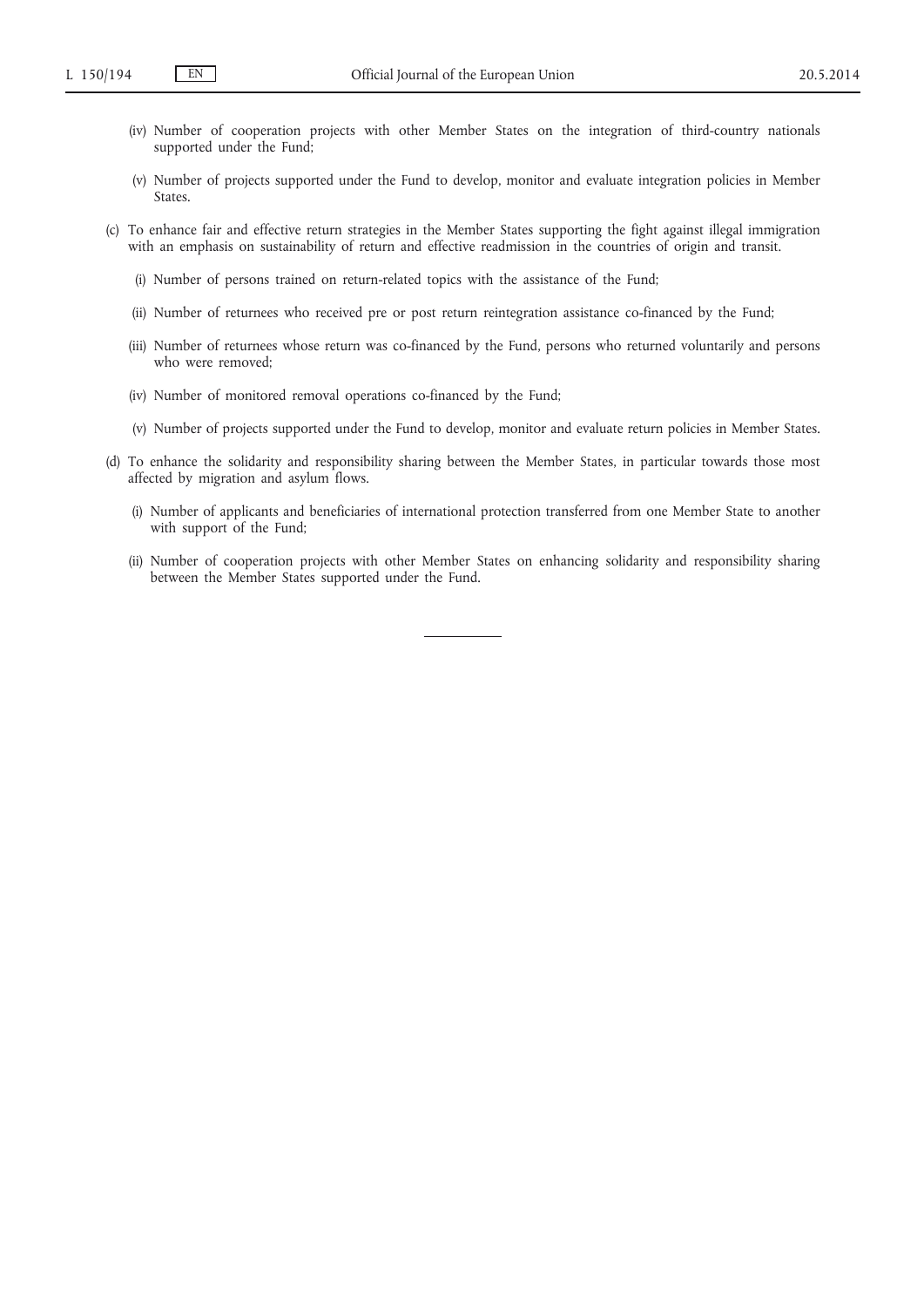(iv) Number of cooperation projects with other Member States on the integration of third-country nationals supported under the Fund;

(v) Number of projects supported under the Fund to develop, monitor and evaluate integration policies in Member States.

(c) To enhance fair and effective return strategies in the Member States supporting the fight against illegal immigration with an emphasis on sustainability of return and effective readmission in the countries of origin and transit.

(i) Number of persons trained on return-related topics with the assistance of the Fund;

(ii) Number of returnees who received pre or post return reintegration assistance co-financed by the Fund;

(iii) Number of returnees whose return was co-financed by the Fund, persons who returned voluntarily and persons who were removed;

(iv) Number of monitored removal operations co-financed by the Fund;

(v) Number of projects supported under the Fund to develop, monitor and evaluate return policies in Member States.

(d) To enhance the solidarity and responsibility sharing between the Member States, in particular towards those most affected by migration and asylum flows.

(i) Number of applicants and beneficiaries of international protection transferred from one Member State to another with support of the Fund;

(ii) Number of cooperation projects with other Member States on enhancing solidarity and responsibility sharing between the Member States supported under the Fund.